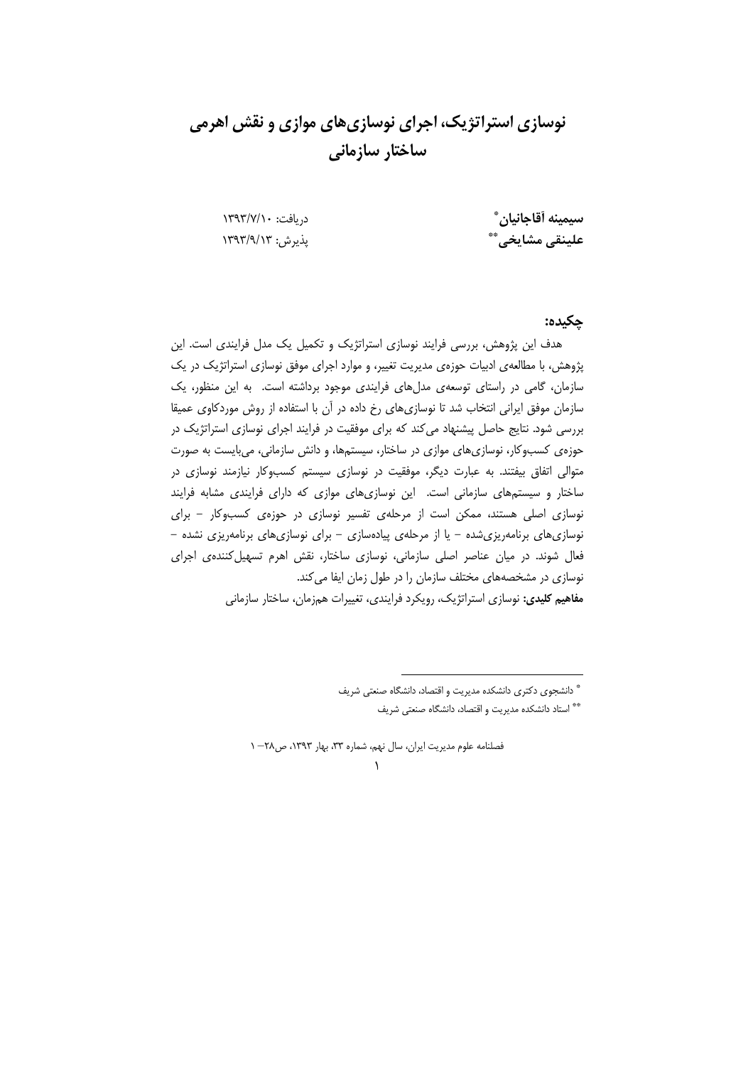# نوسازی استراتژیک، اجرای نوسازی‌های موازی و نقش اهرمی ساختار سازمانی

**سیمینه آقاجانیان**[*]
**علینقی مشایخی**[**]

دریافت: ۱۳۹۳/۷/۱۰
پذیرش: ۱۳۹۳/۹/۱۳

## چکیده:

هدف این پژوهش، بررسی فرایند نوسازی استراتژیک و تکمیل یک مدل فرایندی است. این پژوهش، با مطالعه‌ی ادبیات حوزه‌ی مدیریت تغییر، و موارد اجرای موفق نوسازی استراتژیک در یک سازمان، گامی در راستای توسعه‌ی مدل‌های فرایندی موجود برداشته است. به این منظور، یک سازمان موفق ایرانی انتخاب شد تا نوسازی‌های رخ داده در آن با استفاده از روش موردکاوی عمیقا بررسی شود. نتایج حاصل پیشنهاد می‌کند که برای موفقیت در فرایند اجرای نوسازی استراتژیک در حوزه‌ی کسب‌وکار، نوسازی‌های موازی در ساختار، سیستم‌ها، و دانش سازمانی، می‌بایست به صورت متوالی اتفاق بیفتند. به عبارت دیگر، موفقیت در نوسازی سیستم کسب‌وکار نیازمند نوسازی در ساختار و سیستم‌های سازمانی است. این نوسازی‌های موازی که دارای فرایندی مشابه فرایند نوسازی اصلی هستند، ممکن است از مرحله‌ی تفسیر نوسازی در حوزه‌ی کسب‌وکار – برای نوسازی‌های برنامه‌ریزی‌شده – یا از مرحله‌ی پیاده‌سازی – برای نوسازی‌های برنامه‌ریزی نشده – فعال شوند. در میان عناصر اصلی سازمانی، نوسازی ساختار، نقش اهرم تسهیل‌کننده‌ی اجرای نوسازی در مشخصه‌های مختلف سازمان را در طول زمان ایفا می‌کند.

**مفاهیم کلیدی:** نوسازی استراتژیک، رویکرد فرایندی، تغییرات هم‌زمان، ساختار سازمانی

---

[*] دانشجوی دکتری دانشکده مدیریت و اقتصاد، دانشگاه صنعتی شریف

[**] استاد دانشکده مدیریت و اقتصاد، دانشگاه صنعتی شریف

فصلنامه علوم مدیریت ایران، سال نهم، شماره ۳۳، بهار ۱۳۹۳، ص۲۸– ۱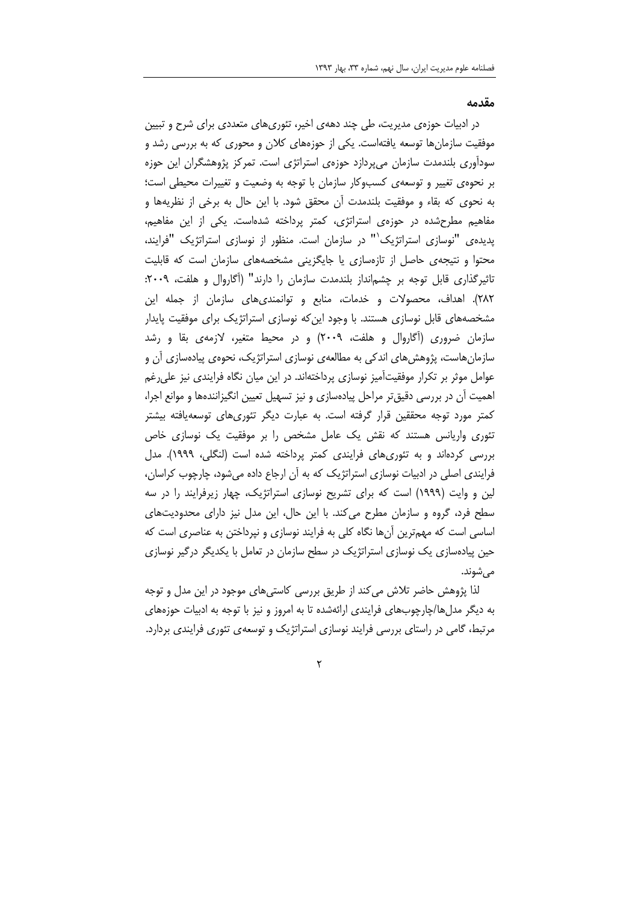## مقدمه

در ادبیات حوزه‌ی مدیریت، طی چند دهه‌ی اخیر، تئوری‌های متعددی برای شرح و تبیین موفقیت سازمان‌ها توسعه یافته‌است. یکی از حوزه‌های کلان و محوری که به بررسی رشد و سودآوری بلندمدت سازمان می‌پردازد حوزه‌ی استراتژی است. تمرکز پژوهشگران این حوزه بر نحوه‌ی تغییر و توسعه‌ی کسب‌وکار سازمان با توجه به وضعیت و تغییرات محیطی است؛ به نحوی که بقاء و موفقیت بلندمدت آن محقق شود. با این حال به برخی از نظریه‌ها و مفاهیم مطرح‌شده در حوزه‌ی استراتژی، کمتر پرداخته شده‌است. یکی از این مفاهیم، پدیده‌ی "نوسازی استراتژیک[1]" در سازمان است. منظور از نوسازی استراتژیک "فرایند، محتوا و نتیجه‌ی حاصل از تازه‌سازی یا جایگزینی مشخصه‌های سازمان است که قابلیت تاثیرگذاری قابل توجه بر چشم‌انداز بلندمدت سازمان را دارند" (آگاروال و هلفت، ۲۰۰۹: ۲۸۲). اهداف، محصولات و خدمات، منابع و توانمندی‌های سازمان از جمله این مشخصه‌های قابل نوسازی هستند. با وجود این‌که نوسازی استراتژیک برای موفقیت پایدار سازمان ضروری (آگاروال و هلفت، ۲۰۰۹) و در محیط متغیر، لازمه‌ی بقا و رشد سازمان‌هاست، پژوهش‌های اندکی به مطالعه‌ی نوسازی استراتژیک، نحوه‌ی پیاده‌سازی آن و عوامل موثر بر تکرار موفقیت‌آمیز نوسازی پرداخته‌اند. در این میان نگاه فرایندی نیز علی‌رغم اهمیت آن در بررسی دقیق‌تر مراحل پیاده‌سازی و نیز تسهیل تعیین انگیزاننده‌ها و موانع اجرا، کمتر مورد توجه محققین قرار گرفته است. به عبارت دیگر تئوری‌های توسعه‌یافته بیشتر تئوری واریانس هستند که نقش یک عامل مشخص را بر موفقیت یک نوسازی خاص بررسی کرده‌اند و به تئوری‌های فرایندی کمتر پرداخته شده است (لنگلی، ۱۹۹۹). مدل فرایندی اصلی در ادبیات نوسازی استراتژیک که به آن ارجاع داده می‌شود، چارچوب کراسان، لین و وایت (۱۹۹۹) است که برای تشریح نوسازی استراتژیک، چهار زیرفرایند را در سه سطح فرد، گروه و سازمان مطرح می‌کند. با این حال، این مدل نیز دارای محدودیت‌های اساسی است که مهم‌ترین آن‌ها نگاه کلی به فرایند نوسازی و نپرداختن به عناصری است که حین پیاده‌سازی یک نوسازی استراتژیک در سطح سازمان در تعامل با یکدیگر درگیر نوسازی می‌شوند.

لذا پژوهش حاضر تلاش می‌کند از طریق بررسی کاستی‌های موجود در این مدل و توجه به دیگر مدل‌ها/چارچوب‌های فرایندی ارائه‌شده تا به امروز و نیز با توجه به ادبیات حوزه‌های مرتبط، گامی در راستای بررسی فرایند نوسازی استراتژیک و توسعه‌ی تئوری فرایندی بردارد.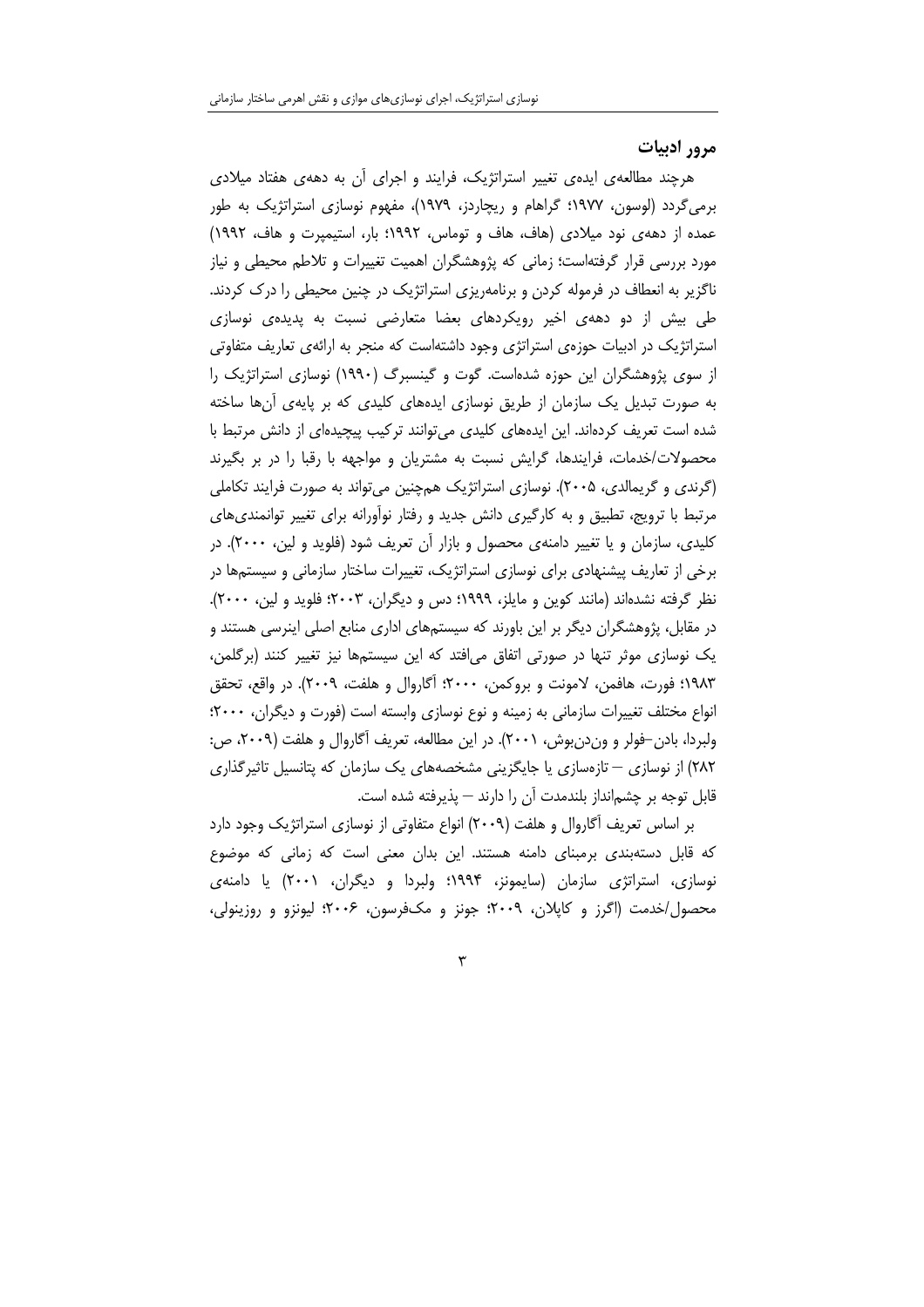## مرور ادبیات

هرچند مطالعه‌ی ایده‌ی تغییر استراتژیک، فرایند و اجرای آن به دهه‌ی هفتاد میلادی برمی‌گردد (لوسون، ۱۹۷۷؛ گراهام و ریچاردز، ۱۹۷۹)، مفهوم نوسازی استراتژیک به طور عمده از دهه‌ی نود میلادی (هاف، هاف و توماس، ۱۹۹۲؛ بار، استیمپرت و هاف، ۱۹۹۲) مورد بررسی قرار گرفته‌است؛ زمانی که پژوهشگران اهمیت تغییرات و تلاطم محیطی و نیاز ناگزیر به انعطاف در فرموله کردن و برنامه‌ریزی استراتژیک در چنین محیطی را درک کردند. طی بیش از دو دهه‌ی اخیر رویکردهای بعضا متعارضی نسبت به پدیده‌ی نوسازی استراتژیک در ادبیات حوزه‌ی استراتژی وجود داشته‌است که منجر به ارائه‌ی تعاریف متفاوتی از سوی پژوهشگران این حوزه شده‌است. گوت و گینسبرگ (۱۹۹۰) نوسازی استراتژیک را به صورت تبدیل یک سازمان از طریق نوسازی ایده‌های کلیدی که بر پایه‌ی آن‌ها ساخته شده است تعریف کرده‌اند. این ایده‌های کلیدی می‌توانند ترکیب پیچیده‌ای از دانش مرتبط با محصولات/خدمات، فرایندها، گرایش نسبت به مشتریان و مواجهه با رقبا را در بر بگیرند (گرندی و گریمالدی، ۲۰۰۵). نوسازی استراتژیک هم‌چنین می‌تواند به صورت فرایند تکاملی مرتبط با ترویج، تطبیق و به کارگیری دانش جدید و رفتار نوآورانه برای تغییر توانمندی‌های کلیدی، سازمان و یا تغییر دامنه‌ی محصول و بازار آن تعریف شود (فلوید و لین، ۲۰۰۰). در برخی از تعاریف پیشنهادی برای نوسازی استراتژیک، تغییرات ساختار سازمانی و سیستم‌ها در نظر گرفته نشده‌اند (مانند کوین و مایلز، ۱۹۹۹؛ دس و دیگران، ۲۰۰۳؛ فلوید و لین، ۲۰۰۰). در مقابل، پژوهشگران دیگر بر این باورند که سیستم‌های اداری منابع اصلی اینرسی هستند و یک نوسازی موثر تنها در صورتی اتفاق می‌افتد که این سیستم‌ها نیز تغییر کنند (برگلمن، ۱۹۸۳؛ فورت، هافمن، لامونت و بروکمن، ۲۰۰۰؛ آگاروال و هلفت، ۲۰۰۹). در واقع، تحقق انواع مختلف تغییرات سازمانی به زمینه و نوع نوسازی وابسته است (فورت و دیگران، ۲۰۰۰؛ ولبردا، بادن-فولر و ون‌دن‌بوش، ۲۰۰۱). در این مطالعه، تعریف آگاروال و هلفت (۲۰۰۹، ص: ۲۸۲) از نوسازی — تازه‌سازی یا جایگزینی مشخصه‌های یک سازمان که پتانسیل تاثیرگذاری قابل توجه بر چشم‌انداز بلندمدت آن را دارند — پذیرفته شده است.

بر اساس تعریف آگاروال و هلفت (۲۰۰۹) انواع متفاوتی از نوسازی استراتژیک وجود دارد که قابل دسته‌بندی برمبنای دامنه هستند. این بدان معنی است که زمانی که موضوع نوسازی، استراتژی سازمان (سایمونز، ۱۹۹۴؛ ولبردا و دیگران، ۲۰۰۱) یا دامنه‌ی محصول/خدمت (اگرز و کاپلان، ۲۰۰۹؛ جونز و مک‌فرسون، ۲۰۰۶؛ لیونزو و روزینولی،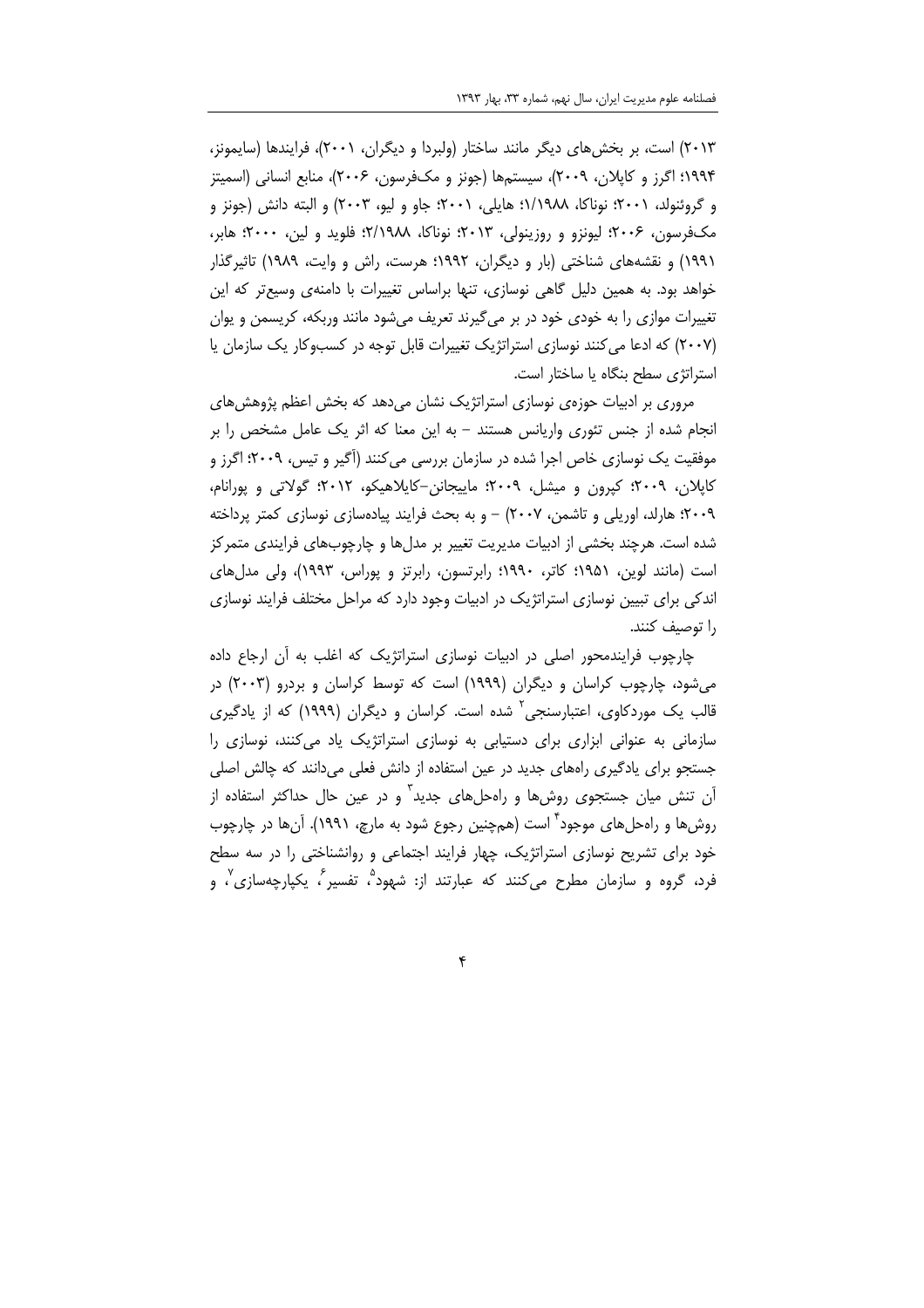۲۰۱۳) است، بر بخش‌های دیگر مانند ساختار (ولبردا و دیگران، ۲۰۰۱)، فرایندها (سایمونز، ۱۹۹۴؛ اگرز و کاپلان، ۲۰۰۹)، سیستم‌ها (جونز و مک‌فرسون، ۲۰۰۶)، منابع انسانی (اسمیتز و گروئنولد، ۲۰۰۱؛ نوناکا، ۱/۱۹۸۸؛ هایلی، ۲۰۰۱؛ جاو و لیو، ۲۰۰۳) و البته دانش (جونز و مک‌فرسون، ۲۰۰۶؛ لیونزو و روزینولی، ۲۰۱۳؛ نوناکا، ۲/۱۹۸۸؛ فلوید و لین، ۲۰۰۰؛ هابر، ۱۹۹۱) و نقشه‌های شناختی (بار و دیگران، ۱۹۹۲؛ هرست، راش و وایت، ۱۹۸۹) تاثیرگذار خواهد بود. به همین دلیل گاهی نوسازی، تنها براساس تغییرات با دامنه‌ی وسیع‌تر که این تغییرات موازی را به خودی خود در بر می‌گیرند تعریف می‌شود مانند وربکه، کریسمن و یوان (۲۰۰۷) که ادعا می‌کنند نوسازی استراتژیک تغییرات قابل توجه در کسب‌وکار یک سازمان یا استراتژی سطح بنگاه یا ساختار است.

مروری بر ادبیات حوزه‌ی نوسازی استراتژیک نشان می‌دهد که بخش اعظم پژوهش‌های انجام شده از جنس تئوری واریانس هستند – به این معنا که اثر یک عامل مشخص را بر موفقیت یک نوسازی خاص اجرا شده در سازمان بررسی می‌کنند (آگیر و تیس، ۲۰۰۹؛ اگرز و کاپلان، ۲۰۰۹؛ کپرون و میشل، ۲۰۰۹؛ ماییجانن-کایلاهیکو، ۲۰۱۲؛ گولاتی و پورانام، ۲۰۰۹؛ هارلد، اوریلی و تاشمن، ۲۰۰۷) – و به بحث فرایند پیاده‌سازی نوسازی کمتر پرداخته شده است. هرچند بخشی از ادبیات مدیریت تغییر بر مدل‌ها و چارچوب‌های فرایندی متمرکز است (مانند لوین، ۱۹۵۱؛ کاتر، ۱۹۹۰؛ رابرتسون، رابرتز و پوراس، ۱۹۹۳)، ولی مدل‌های اندکی برای تبیین نوسازی استراتژیک در ادبیات وجود دارد که مراحل مختلف فرایند نوسازی را توصیف کنند.

چارچوب فرایندمحور اصلی در ادبیات نوسازی استراتژیک که اغلب به آن ارجاع داده می‌شود، چارچوب کراسان و دیگران (۱۹۹۹) است که توسط کراسان و بردرو (۲۰۰۳) در قالب یک موردکاوی، اعتبارسنجی[2] شده است. کراسان و دیگران (۱۹۹۹) که از یادگیری سازمانی به عنوان ابزاری برای دستیابی به نوسازی استراتژیک یاد می‌کنند، نوسازی را جستجو برای یادگیری راه‌های جدید در عین استفاده از دانش فعلی می‌دانند که چالش اصلی آن تنش میان جستجوی روش‌ها و راه‌حل‌های جدید[3] و در عین حال حداکثر استفاده از روش‌ها و راه‌حل‌های موجود[4] است (هم‌چنین رجوع شود به مارچ، ۱۹۹۱). آن‌ها در چارچوب خود برای تشریح نوسازی استراتژیک، چهار فرایند اجتماعی و روانشناختی را در سه سطح فرد، گروه و سازمان مطرح می‌کنند که عبارتند از: شهود[5]، تفسیر[6]، یکپارچه‌سازی[7]، و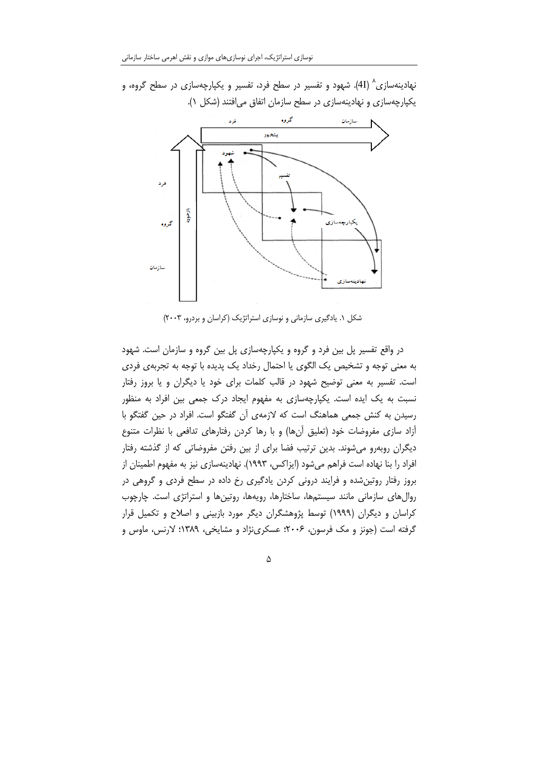نهادینه‌سازی[8] (4I). شهود و تفسیر در سطح فرد، تفسیر و یکپارچه‌سازی در سطح گروه، و یکپارچه‌سازی و نهادینه‌سازی در سطح سازمان اتفاق می‌افتند (شکل ۱).

شکل ۱. یادگیری سازمانی و نوسازی استراتژیک (کراسان و بردرو، ۲۰۰۳)

در واقع تفسیر پل بین فرد و گروه و یکپارچه‌سازی پل بین گروه و سازمان است. شهود به معنی توجه و تشخیص یک الگوی یا احتمال رخداد یک پدیده با توجه به تجربه‌ی فردی است. تفسیر به معنی توضیح شهود در قالب کلمات برای خود یا دیگران و یا بروز رفتار نسبت به یک ایده است. یکپارچه‌سازی به مفهوم ایجاد درک جمعی بین افراد به منظور رسیدن به کنش جمعی هماهنگ است که لازمه‌ی آن گفتگو است. افراد در حین گفتگو با آزاد سازی مفروضات خود (تعلیق آن‌ها) و با رها کردن رفتارهای تدافعی با نظرات متنوع دیگران روبه‌رو می‌شوند. بدین ترتیب فضا برای از بین رفتن مفروضاتی که از گذشته رفتار افراد را بنا نهاده است فراهم می‌شود (ایزاکس، ۱۹۹۳). نهادینه‌سازی نیز به مفهوم اطمینان از بروز رفتار روتین‌شده و فرایند درونی کردن یادگیری رخ داده در سطح فردی و گروهی در روال‌های سازمانی مانند سیستم‌ها، ساختارها، رویه‌ها، روتین‌ها و استراتژی است. چارچوب کراسان و دیگران (۱۹۹۹) توسط پژوهشگران دیگر مورد بازبینی و اصلاح و تکمیل قرار گرفته است (جونز و مک فرسون، ۲۰۰۶؛ عسکری‌نژاد و مشایخی، ۱۳۸۹؛ لارنس، ماوس و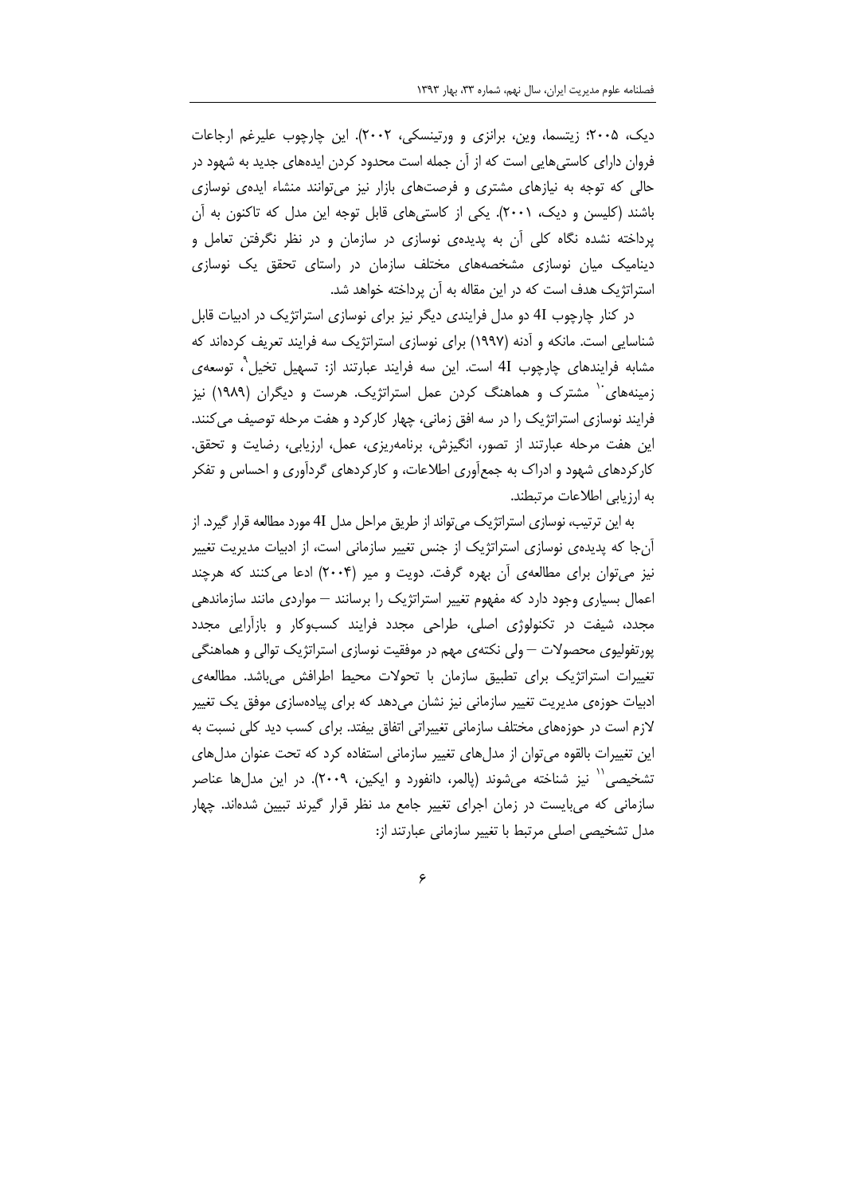دیک، ۲۰۰۵؛ زیتسما، وین، برانزی و ورتینسکی، ۲۰۰۲). این چارچوب علیرغم ارجاعات فروان دارای کاستی‌هایی است که از آن جمله است محدود کردن ایده‌های جدید به شهود در حالی که توجه به نیازهای مشتری و فرصت‌های بازار نیز می‌توانند منشاء ایده‌ی نوسازی باشند (کلیسن و دیک، ۲۰۰۱). یکی از کاستی‌های قابل توجه این مدل که تاکنون به آن پرداخته نشده نگاه کلی آن به پدیده‌ی نوسازی در سازمان و در نظر نگرفتن تعامل و دینامیک میان نوسازی مشخصه‌های مختلف سازمان در راستای تحقق یک نوسازی استراتژیک هدف است که در این مقاله به آن پرداخته خواهد شد.

در کنار چارچوب 4I دو مدل فرایندی دیگر نیز برای نوسازی استراتژیک در ادبیات قابل شناسایی است. مانکه و آدنه (۱۹۹۷) برای نوسازی استراتژیک سه فرایند تعریف کرده‌اند که مشابه فرایندهای چارچوب 4I است. این سه فرایند عبارتند از: تسهیل تخیل[۹]، توسعه‌ی زمینه‌های[۱۰] مشترک و هماهنگ کردن عمل استراتژیک. هرست و دیگران (۱۹۸۹) نیز فرایند نوسازی استراتژیک را در سه افق زمانی، چهار کارکرد و هفت مرحله توصیف می‌کنند. این هفت مرحله عبارتند از تصور، انگیزش، برنامه‌ریزی، عمل، ارزیابی، رضایت و تحقق. کارکردهای شهود و ادراک به جمع‌آوری اطلاعات، و کارکردهای گردآوری و احساس و تفکر به ارزیابی اطلاعات مرتبطند.

به این ترتیب، نوسازی استراتژیک می‌تواند از طریق مراحل مدل 4I مورد مطالعه قرار گیرد. از آن‌جا که پدیده‌ی نوسازی استراتژیک از جنس تغییر سازمانی است، از ادبیات مدیریت تغییر نیز می‌توان برای مطالعه‌ی آن بهره گرفت. دویت و میر (۲۰۰۴) ادعا می‌کنند که هرچند اعمال بسیاری وجود دارد که مفهوم تغییر استراتژیک را برسانند – مواردی مانند سازماندهی مجدد، شیفت در تکنولوژی اصلی، طراحی مجدد فرایند کسب‌وکار و بازآرایی مجدد پورتفولیوی محصولات – ولی نکته‌ی مهم در موفقیت نوسازی استراتژیک توالی و هماهنگی تغییرات استراتژیک برای تطبیق سازمان با تحولات محیط اطرافش می‌باشد. مطالعه‌ی ادبیات حوزه‌ی مدیریت تغییر سازمانی نیز نشان می‌دهد که برای پیاده‌سازی موفق یک تغییر لازم است در حوزه‌های مختلف سازمانی تغییراتی اتفاق بیفتد. برای کسب دید کلی نسبت به این تغییرات بالقوه می‌توان از مدل‌های تغییر سازمانی استفاده کرد که تحت عنوان مدل‌های تشخیصی[۱۱] نیز شناخته می‌شوند (پالمر، دانفورد و ایکین، ۲۰۰۹). در این مدل‌ها عناصر سازمانی که می‌بایست در زمان اجرای تغییر جامع مد نظر قرار گیرند تبیین شده‌اند. چهار مدل تشخیصی اصلی مرتبط با تغییر سازمانی عبارتند از: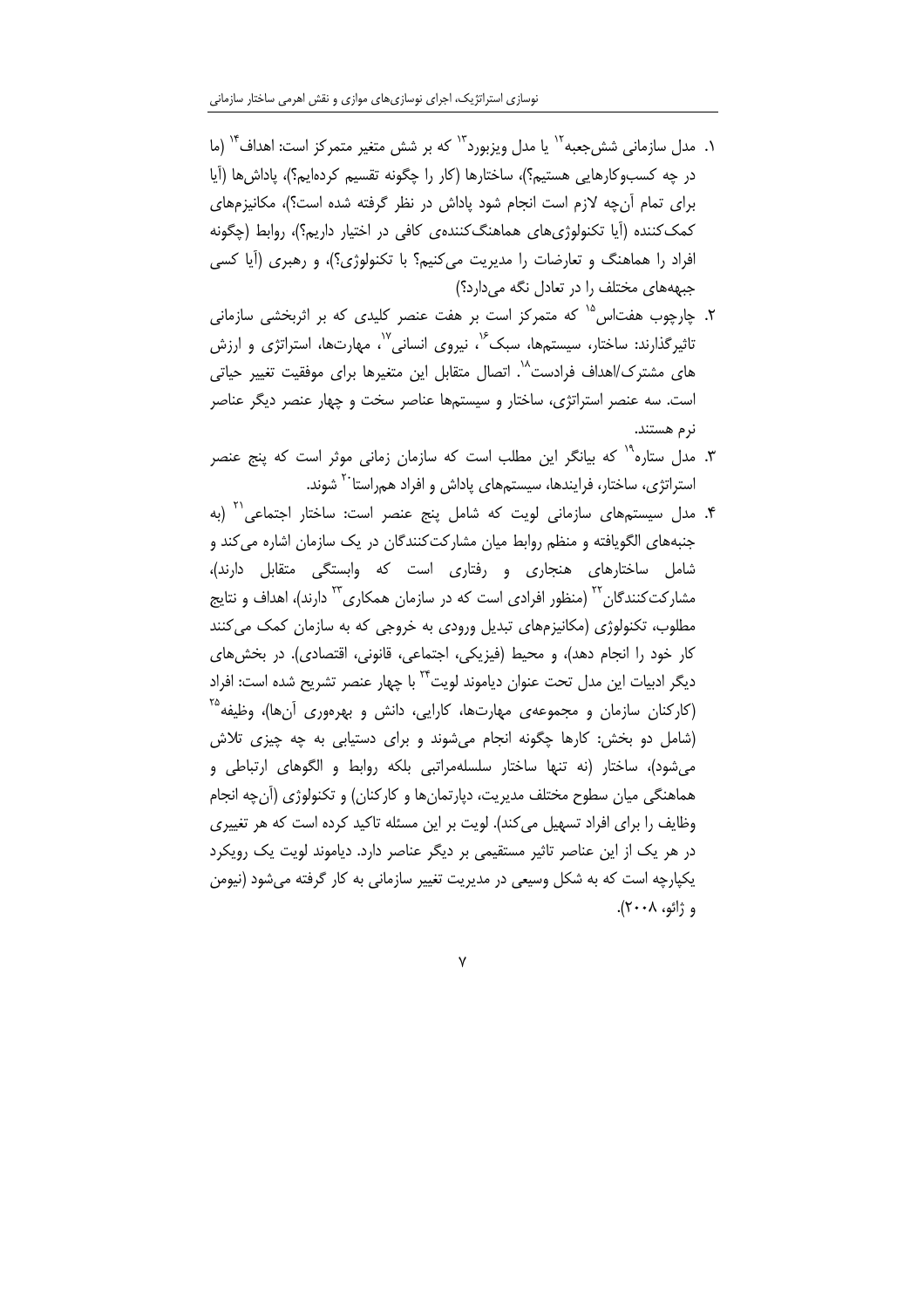۱. مدل سازمانی شش‌جعبه[۱۲] یا مدل ویزبورد[۱۳] که بر شش متغیر متمرکز است: اهداف[۱۴] (ما در چه کسب‌وکارهایی هستیم؟)، ساختارها (کار را چگونه تقسیم کرده‌ایم؟)، پاداش‌ها (آیا برای تمام آن‌چه لازم است انجام شود پاداش در نظر گرفته شده است؟)، مکانیزم‌های کمک‌کننده (آیا تکنولوژی‌های هماهنگ‌کننده‌ی کافی در اختیار داریم؟)، روابط (چگونه افراد را هماهنگ و تعارضات را مدیریت می‌کنیم؟ با تکنولوژی؟)، و رهبری (آیا کسی جبهه‌های مختلف را در تعادل نگه می‌دارد؟)

۲. چارچوب هفت‌اس[۱۵] که متمرکز است بر هفت عنصر کلیدی که بر اثربخشی سازمانی تاثیرگذارند: ساختار، سیستم‌ها، سبک[۱۶]، نیروی انسانی[۱۷]، مهارت‌ها، استراتژی و ارزش های مشترک/اهداف فرادست[۱۸]. اتصال متقابل این متغیرها برای موفقیت تغییر حیاتی است. سه عنصر استراتژی، ساختار و سیستم‌ها عناصر سخت و چهار عنصر دیگر عناصر نرم هستند.

۳. مدل ستاره[۱۹] که بیانگر این مطلب است که سازمان زمانی موثر است که پنج عنصر استراتژی، ساختار، فرایندها، سیستم‌های پاداش و افراد هم‌راستا[۲۰] شوند.

۴. مدل سیستم‌های سازمانی لویت که شامل پنج عنصر است: ساختار اجتماعی[۲۱] (به جنبه‌های الگویافته و منظم روابط میان مشارکت‌کنندگان در یک سازمان اشاره می‌کند و شامل ساختارهای هنجاری و رفتاری است که وابستگی متقابل دارند)، مشارکت‌کنندگان[۲۲] (منظور افرادی است که در سازمان همکاری[۲۳] دارند)، اهداف و نتایج مطلوب، تکنولوژی (مکانیزم‌های تبدیل ورودی به خروجی که به سازمان کمک می‌کنند کار خود را انجام دهد)، و محیط (فیزیکی، اجتماعی، قانونی، اقتصادی). در بخش‌های دیگر ادبیات این مدل تحت عنوان دیاموند لویت[۲۴] با چهار عنصر تشریح شده است: افراد (کارکنان سازمان و مجموعه‌ی مهارت‌ها، کارایی، دانش و بهره‌وری آن‌ها)، وظیفه[۲۵] (شامل دو بخش: کارها چگونه انجام می‌شوند و برای دستیابی به چه چیزی تلاش می‌شود)، ساختار (نه تنها ساختار سلسله‌مراتبی بلکه روابط و الگوهای ارتباطی و هماهنگی میان سطوح مختلف مدیریت، دپارتمان‌ها و کارکنان) و تکنولوژی (آن‌چه انجام وظایف را برای افراد تسهیل می‌کند). لویت بر این مسئله تاکید کرده است که هر تغییری در هر یک از این عناصر تاثیر مستقیمی بر دیگر عناصر دارد. دیاموند لویت یک رویکرد یکپارچه است که به شکل وسیعی در مدیریت تغییر سازمانی به کار گرفته می‌شود (نیومن و ژائو، ۲۰۰۸).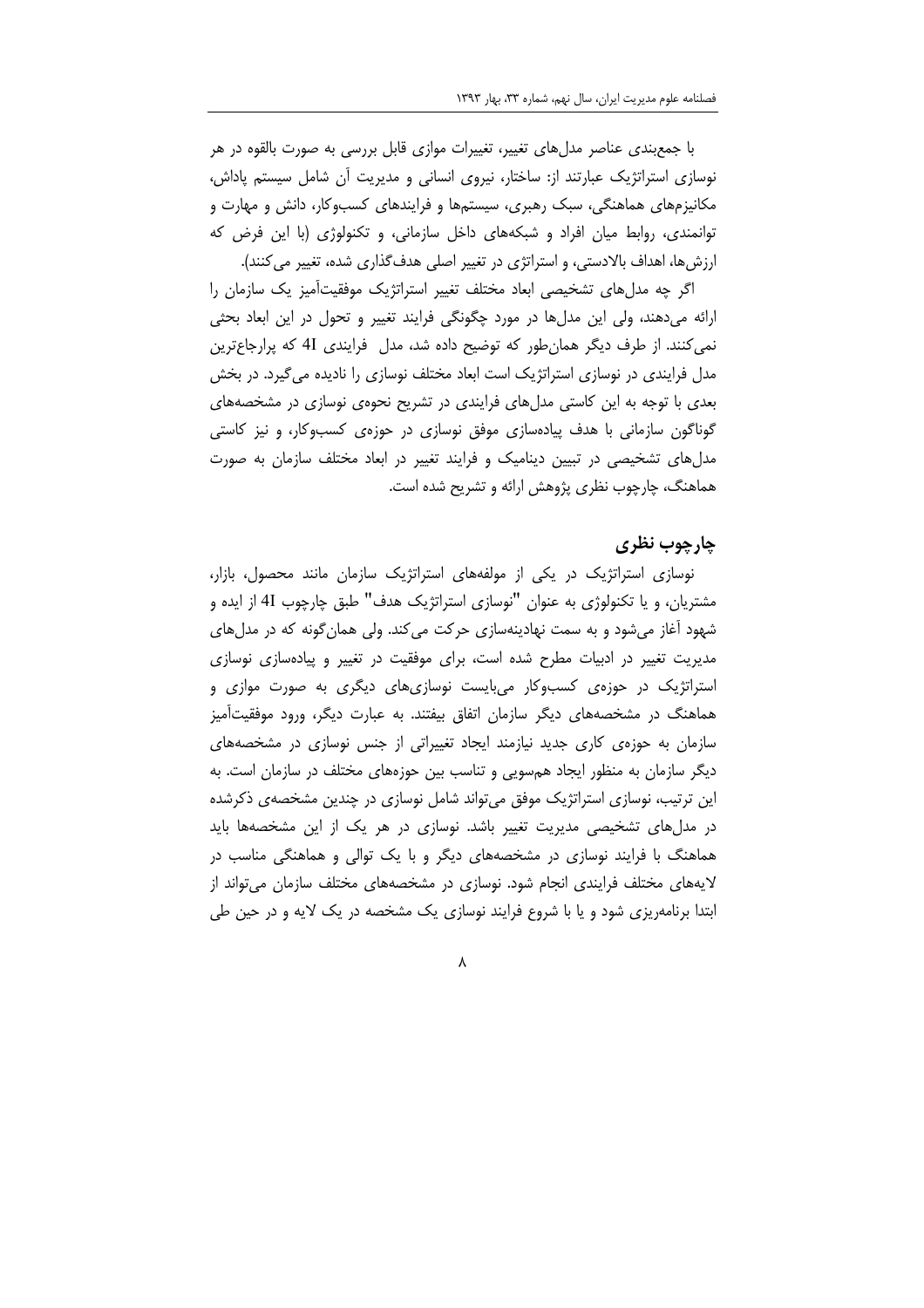با جمع‌بندی عناصر مدل‌های تغییر، تغییرات موازی قابل بررسی به صورت بالقوه در هر نوسازی استراتژیک عبارتند از: ساختار، نیروی انسانی و مدیریت آن شامل سیستم پاداش، مکانیزم‌های هماهنگی، سبک رهبری، سیستم‌ها و فرایندهای کسب‌وکار، دانش و مهارت و توانمندی، روابط میان افراد و شبکه‌های داخل سازمانی، و تکنولوژی (با این فرض که ارزش‌ها، اهداف بالادستی، و استراتژی در تغییر اصلی هدف‌گذاری شده، تغییر می‌کنند).

اگر چه مدل‌های تشخیصی ابعاد مختلف تغییر استراتژیک موفقیت‌آمیز یک سازمان را ارائه می‌دهند، ولی این مدل‌ها در مورد چگونگی فرایند تغییر و تحول در این ابعاد بحثی نمی‌کنند. از طرف دیگر همان‌طور که توضیح داده شد، مدل فرایندی 4I که پرارجاع‌ترین مدل فرایندی در نوسازی استراتژیک است ابعاد مختلف نوسازی را نادیده می‌گیرد. در بخش بعدی با توجه به این کاستی مدل‌های فرایندی در تشریح نحوه‌ی نوسازی در مشخصه‌های گوناگون سازمانی با هدف پیاده‌سازی موفق نوسازی در حوزه‌ی کسب‌وکار، و نیز کاستی مدل‌های تشخیصی در تبیین دینامیک و فرایند تغییر در ابعاد مختلف سازمان به صورت هماهنگ، چارچوب نظری پژوهش ارائه و تشریح شده است.

## چارچوب نظری

نوسازی استراتژیک در یکی از مولفه‌های استراتژیک سازمان مانند محصول، بازار، مشتریان، و یا تکنولوژی به عنوان "نوسازی استراتژیک هدف" طبق چارچوب 4I از ایده و شهود آغاز می‌شود و به سمت نهادینه‌سازی حرکت می‌کند. ولی همان‌گونه که در مدل‌های مدیریت تغییر در ادبیات مطرح شده است، برای موفقیت در تغییر و پیاده‌سازی نوسازی استراتژیک در حوزه‌ی کسب‌وکار می‌بایست نوسازی‌های دیگری به صورت موازی و هماهنگ در مشخصه‌های دیگر سازمان اتفاق بیفتند. به عبارت دیگر، ورود موفقیت‌آمیز سازمان به حوزه‌ی کاری جدید نیازمند ایجاد تغییراتی از جنس نوسازی در مشخصه‌های دیگر سازمان به منظور ایجاد هم‌سویی و تناسب بین حوزه‌های مختلف در سازمان است. به این ترتیب، نوسازی استراتژیک موفق می‌تواند شامل نوسازی در چندین مشخصه‌ی ذکرشده در مدل‌های تشخیصی مدیریت تغییر باشد. نوسازی در هر یک از این مشخصه‌ها باید هماهنگ با فرایند نوسازی در مشخصه‌های دیگر و با یک توالی و هماهنگی مناسب در لایه‌های مختلف فرایندی انجام شود. نوسازی در مشخصه‌های مختلف سازمان می‌تواند از ابتدا برنامه‌ریزی شود و یا با شروع فرایند نوسازی یک مشخصه در یک لایه و در حین طی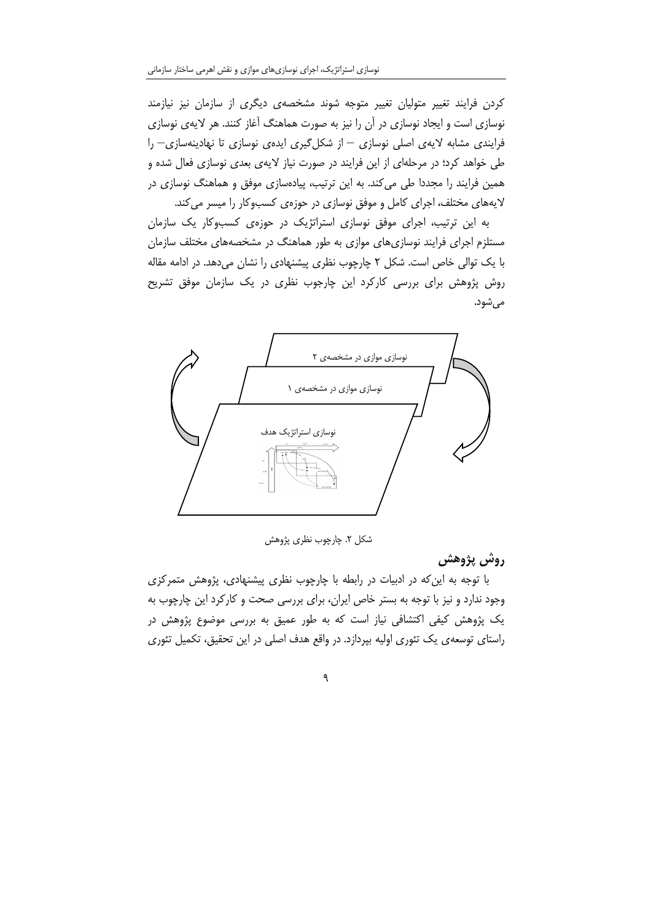کردن فرایند تغییر متولیان تغییر متوجه شوند مشخصه‌ی دیگری از سازمان نیز نیازمند نوسازی است و ایجاد نوسازی در آن را نیز به صورت هماهنگ آغاز کنند. هر لایه‌ی نوسازی فرایندی مشابه لایه‌ی اصلی نوسازی – از شکل‌گیری ایده‌ی نوسازی تا نهادینه‌سازی– را طی خواهد کرد؛ در مرحله‌ای از این فرایند در صورت نیاز لایه‌ی بعدی نوسازی فعال شده و همین فرایند را مجددا طی می‌کند. به این ترتیب، پیاده‌سازی موفق و هماهنگ نوسازی در لایه‌های مختلف، اجرای کامل و موفق نوسازی در حوزه‌ی کسب‌وکار را میسر می‌کند.

به این ترتیب، اجرای موفق نوسازی استراتژیک در حوزه‌ی کسب‌وکار یک سازمان مستلزم اجرای فرایند نوسازی‌های موازی به طور هماهنگ در مشخصه‌های مختلف سازمان با یک توالی خاص است. شکل ۲ چارچوب نظری پیشنهادی را نشان می‌دهد. در ادامه مقاله روش پژوهش برای بررسی کارکرد این چارچوب نظری در یک سازمان موفق تشریح می‌شود.

نوسازی موازی در مشخصه‌ی ۲

نوسازی موازی در مشخصه‌ی ۱

نوسازی استراتژیک هدف

شکل ۲. چارچوب نظری پژوهش

## روش پژوهش

با توجه به این‌که در ادبیات در رابطه با چارچوب نظری پیشنهادی، پژوهش متمرکزی وجود ندارد و نیز با توجه به بستر خاص ایران، برای بررسی صحت و کارکرد این چارچوب به یک پژوهش کیفی اکتشافی نیاز است که به طور عمیق به بررسی موضوع پژوهش در راستای توسعه‌ی یک تئوری اولیه بپردازد. در واقع هدف اصلی در این تحقیق، تکمیل تئوری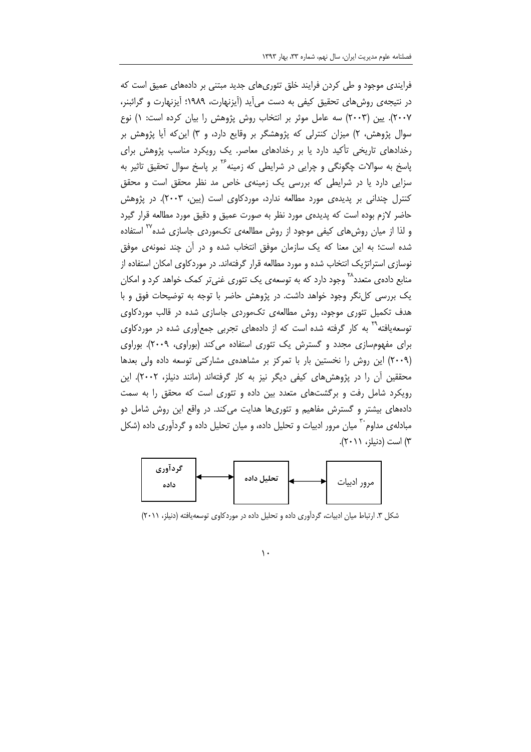فرایندی موجود و طی کردن فرایند خلق تئوری‌های جدید مبتنی بر داده‌های عمیق است که در نتیجه‌ی روش‌های تحقیق کیفی به دست می‌آید (آیزنهارت، ۱۹۸۹؛ آیزنهارت و گرائبنر، ۲۰۰۷). یین (۲۰۰۳) سه عامل موثر بر انتخاب روش پژوهش را بیان کرده است: ۱) نوع سوال پژوهش، ۲) میزان کنترلی که پژوهشگر بر وقایع دارد، و ۳) این‌که آیا پژوهش بر رخدادهای تاریخی تأکید دارد یا بر رخدادهای معاصر. یک رویکرد مناسب پژوهش برای پاسخ به سوالات چگونگی و چرایی در شرایطی که زمینه[۲۶] بر پاسخ سوال تحقیق تاثیر به سزایی دارد یا در شرایطی که بررسی یک زمینه‌ی خاص مد نظر محقق است و محقق کنترل چندانی بر پدیده‌ی مورد مطالعه ندارد، موردکاوی است (یین، ۲۰۰۳). در پژوهش حاضر لازم بوده است که پدیده‌ی مورد نظر به صورت عمیق و دقیق مورد مطالعه قرار گیرد و لذا از میان روش‌های کیفی موجود از روش مطالعه‌ی تک‌موردی جاسازی شده[۲۷] استفاده شده است؛ به این معنا که یک سازمان موفق انتخاب شده و در آن چند نمونه‌ی موفق نوسازی استراتژیک انتخاب شده و مورد مطالعه قرار گرفته‌اند. در موردکاوی امکان استفاده از منابع داده‌ی متعدد[۲۸] وجود دارد که به توسعه‌ی یک تئوری غنی‌تر کمک خواهد کرد و امکان یک بررسی کل‌نگر وجود خواهد داشت. در پژوهش حاضر با توجه به توضیحات فوق و با هدف تکمیل تئوری موجود، روش مطالعه‌ی تک‌موردی جاسازی شده در قالب موردکاوی توسعه‌یافته[۲۹] به کار گرفته شده است که از داده‌های تجربی جمع‌آوری شده در موردکاوی برای مفهوم‌سازی مجدد و گسترش یک تئوری استفاده می‌کند (بوراوی، ۲۰۰۹). بوراوی (۲۰۰۹) این روش را نخستین بار با تمرکز بر مشاهده‌ی مشارکتی توسعه داده ولی بعدها محققین آن را در پژوهش‌های کیفی دیگر نیز به کار گرفته‌اند (مانند دنیلز، ۲۰۰۲). این رویکرد شامل رفت و برگشت‌های متعدد بین داده و تئوری است که محقق را به سمت داده‌های بیشتر و گسترش مفاهیم و تئوری‌ها هدایت می‌کند. در واقع این روش شامل دو مبادله‌ی مداوم[۳۰] میان مرور ادبیات و تحلیل داده، و میان تحلیل داده و گردآوری داده (شکل ۳) است (دنیلز، ۲۰۱۱).

مرور ادبیات ⟷ تحلیل داده ⟷ گردآوری داده

شکل ۳. ارتباط میان ادبیات، گردآوری داده و تحلیل داده در موردکاوی توسعه‌یافته (دنیلز، ۲۰۱۱)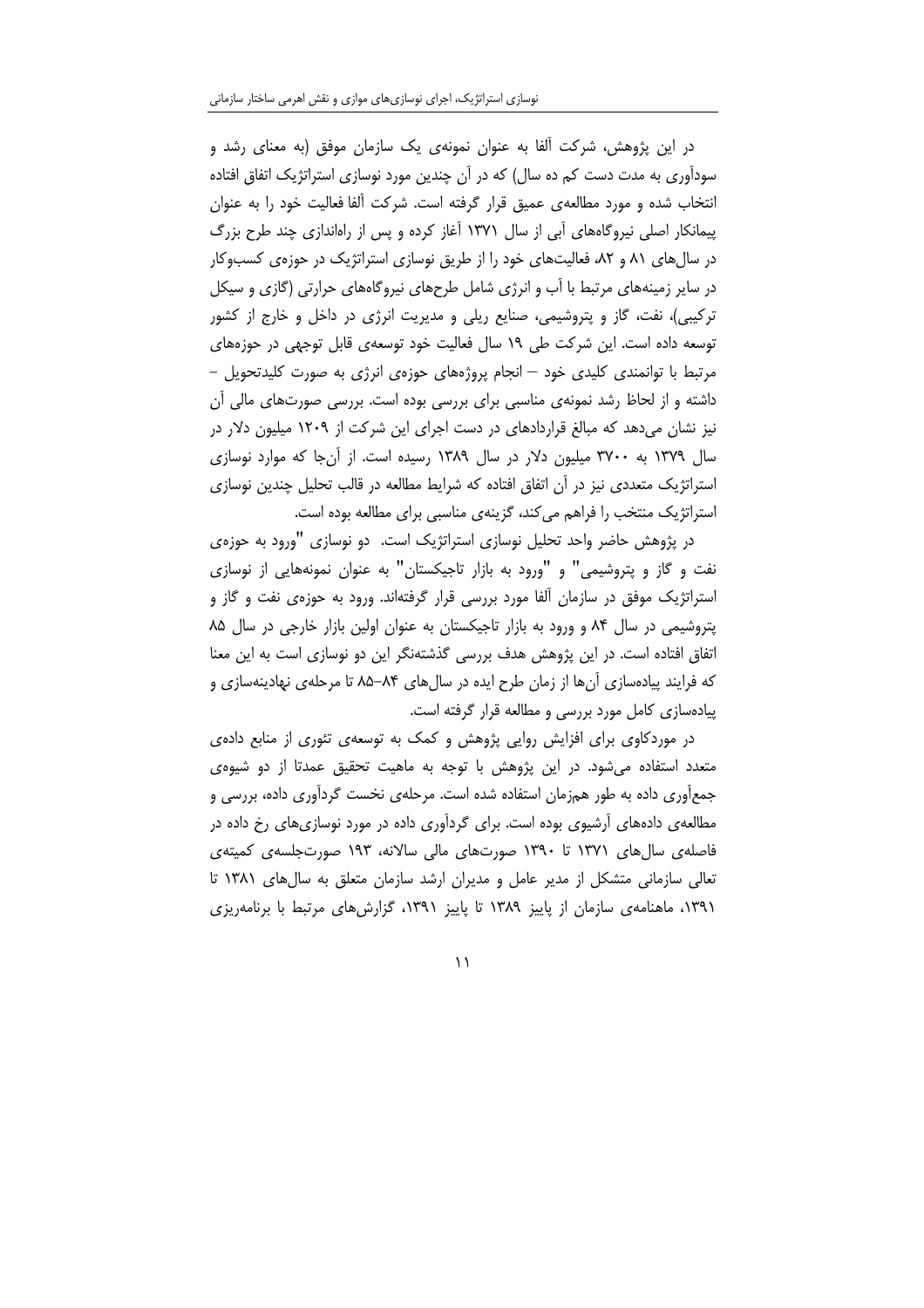در این پژوهش، شرکت آلفا به عنوان نمونه‌ی یک سازمان موفق (به معنای رشد و سودآوری به مدت دست کم ده سال) که در آن چندین مورد نوسازی استراتژیک اتفاق افتاده انتخاب شده و مورد مطالعه‌ی عمیق قرار گرفته است. شرکت آلفا فعالیت خود را به عنوان پیمانکار اصلی نیروگاه‌های آبی از سال ۱۳۷۱ آغاز کرده و پس از راه‌اندازی چند طرح بزرگ در سال‌های ۸۱ و ۸۲، فعالیت‌های خود را از طریق نوسازی استراتژیک در حوزه‌ی کسب‌وکار در سایر زمینه‌های مرتبط با آب و انرژی شامل طرح‌های نیروگاه‌های حرارتی (گازی و سیکل ترکیبی)، نفت، گاز و پتروشیمی، صنایع ریلی و مدیریت انرژی در داخل و خارج از کشور توسعه داده است. این شرکت طی ۱۹ سال فعالیت خود توسعه‌ی قابل توجهی در حوزه‌های مرتبط با توانمندی کلیدی خود – انجام پروژه‌های حوزه‌ی انرژی به صورت کلیدتحویل – داشته و از لحاظ رشد نمونه‌ی مناسبی برای بررسی بوده است. بررسی صورت‌های مالی آن نیز نشان می‌دهد که مبالغ قراردادهای در دست اجرای این شرکت از ۱۲۰۹ میلیون دلار در سال ۱۳۷۹ به ۳۷۰۰ میلیون دلار در سال ۱۳۸۹ رسیده است. از آن‌جا که موارد نوسازی استراتژیک متعددی نیز در آن اتفاق افتاده که شرایط مطالعه در قالب تحلیل چندین نوسازی استراتژیک منتخب را فراهم می‌کند، گزینه‌ی مناسبی برای مطالعه بوده است.

در پژوهش حاضر واحد تحلیل نوسازی استراتژیک است. دو نوسازی "ورود به حوزه‌ی نفت و گاز و پتروشیمی" و "ورود به بازار تاجیکستان" به عنوان نمونه‌هایی از نوسازی استراتژیک موفق در سازمان آلفا مورد بررسی قرار گرفته‌اند. ورود به حوزه‌ی نفت و گاز و پتروشیمی در سال ۸۴ و ورود به بازار تاجیکستان به عنوان اولین بازار خارجی در سال ۸۵ اتفاق افتاده است. در این پژوهش هدف بررسی گذشته‌نگر این دو نوسازی است به این معنا که فرایند پیاده‌سازی آن‌ها از زمان طرح ایده در سال‌های ۸۴–۸۵ تا مرحله‌ی نهادینه‌سازی و پیاده‌سازی کامل مورد بررسی و مطالعه قرار گرفته است.

در موردکاوی برای افزایش روایی پژوهش و کمک به توسعه‌ی تئوری از منابع داده‌ی متعدد استفاده می‌شود. در این پژوهش با توجه به ماهیت تحقیق عمدتا از دو شیوه‌ی جمع‌آوری داده به طور هم‌زمان استفاده شده است. مرحله‌ی نخست گردآوری داده، بررسی و مطالعه‌ی داده‌های آرشیوی بوده است. برای گردآوری داده در مورد نوسازی‌های رخ داده در فاصله‌ی سال‌های ۱۳۷۱ تا ۱۳۹۰ صورت‌های مالی سالانه، ۱۹۳ صورت‌جلسه‌ی کمیته‌ی تعالی سازمانی متشکل از مدیر عامل و مدیران ارشد سازمان متعلق به سال‌های ۱۳۸۱ تا ۱۳۹۱، ماهنامه‌ی سازمان از پاییز ۱۳۸۹ تا پاییز ۱۳۹۱، گزارش‌های مرتبط با برنامه‌ریزی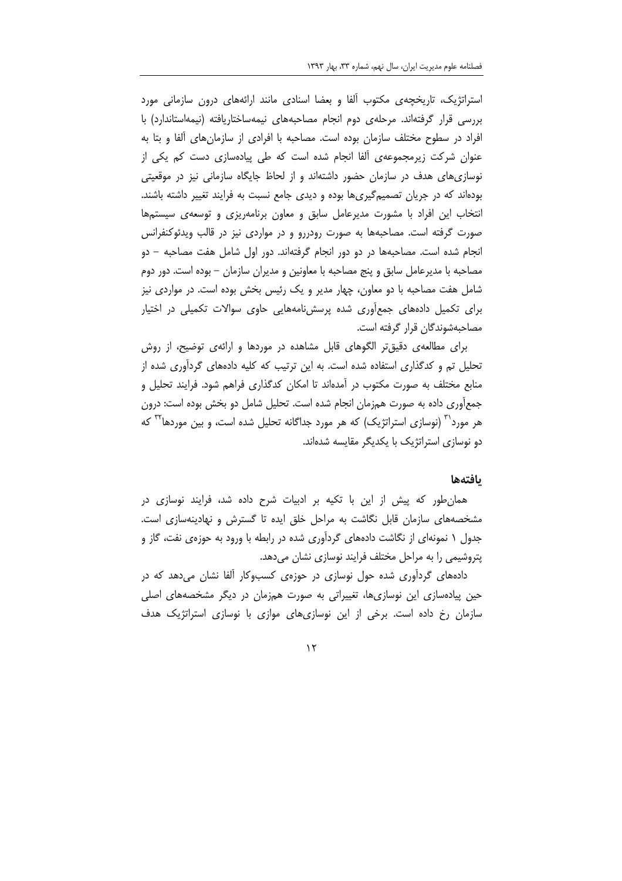استراتژیک، تاریخچه‌ی مکتوب آلفا و بعضا اسنادی مانند ارائه‌های درون سازمانی مورد بررسی قرار گرفته‌اند. مرحله‌ی دوم انجام مصاحبه‌های نیمه‌ساختاریافته (نیمه‌استاندارد) با افراد در سطوح مختلف سازمان بوده است. مصاحبه با افرادی از سازمان‌های آلفا و بتا به عنوان شرکت زیرمجموعه‌ی آلفا انجام شده است که طی پیاده‌سازی دست کم یکی از نوسازی‌های هدف در سازمان حضور داشته‌اند و از لحاظ جایگاه سازمانی نیز در موقعیتی بوده‌اند که در جریان تصمیم‌گیری‌ها بوده و دیدی جامع نسبت به فرایند تغییر داشته باشند. انتخاب این افراد با مشورت مدیرعامل سابق و معاون برنامه‌ریزی و توسعه‌ی سیستم‌ها صورت گرفته است. مصاحبه‌ها به صورت رودررو و در مواردی نیز در قالب ویدئوکنفرانس انجام شده است. مصاحبه‌ها در دو دور انجام گرفته‌اند. دور اول شامل هفت مصاحبه – دو مصاحبه با مدیرعامل سابق و پنج مصاحبه با معاونین و مدیران سازمان – بوده است. دور دوم شامل هفت مصاحبه با دو معاون، چهار مدیر و یک رئیس بخش بوده است. در مواردی نیز برای تکمیل داده‌های جمع‌آوری شده پرسش‌نامه‌هایی حاوی سوالات تکمیلی در اختیار مصاحبه‌شوندگان قرار گرفته است.

برای مطالعه‌ی دقیق‌تر الگوهای قابل مشاهده در موردها و ارائه‌ی توضیح، از روش تحلیل تم و کدگذاری استفاده شده است. به این ترتیب که کلیه داده‌های گردآوری شده از منابع مختلف به صورت مکتوب در آمده‌اند تا امکان کدگذاری فراهم شود. فرایند تحلیل و جمع‌آوری داده به صورت هم‌زمان انجام شده است. تحلیل شامل دو بخش بوده است: درون هر مورد[31] (نوسازی استراتژیک) که هر مورد جداگانه تحلیل شده است، و بین موردها[32] که دو نوسازی استراتژیک با یکدیگر مقایسه شده‌اند.

## یافته‌ها

همان‌طور که پیش از این با تکیه بر ادبیات شرح داده شد، فرایند نوسازی در مشخصه‌های سازمان قابل نگاشت به مراحل خلق ایده تا گسترش و نهادینه‌سازی است. جدول ۱ نمونه‌ای از نگاشت داده‌های گردآوری شده در رابطه با ورود به حوزه‌ی نفت، گاز و پتروشیمی را به مراحل مختلف فرایند نوسازی نشان می‌دهد.

داده‌های گردآوری شده حول نوسازی در حوزه‌ی کسب‌وکار آلفا نشان می‌دهد که در حین پیاده‌سازی این نوسازی‌ها، تغییراتی به صورت هم‌زمان در دیگر مشخصه‌های اصلی سازمان رخ داده است. برخی از این نوسازی‌های موازی با نوسازی استراتژیک هدف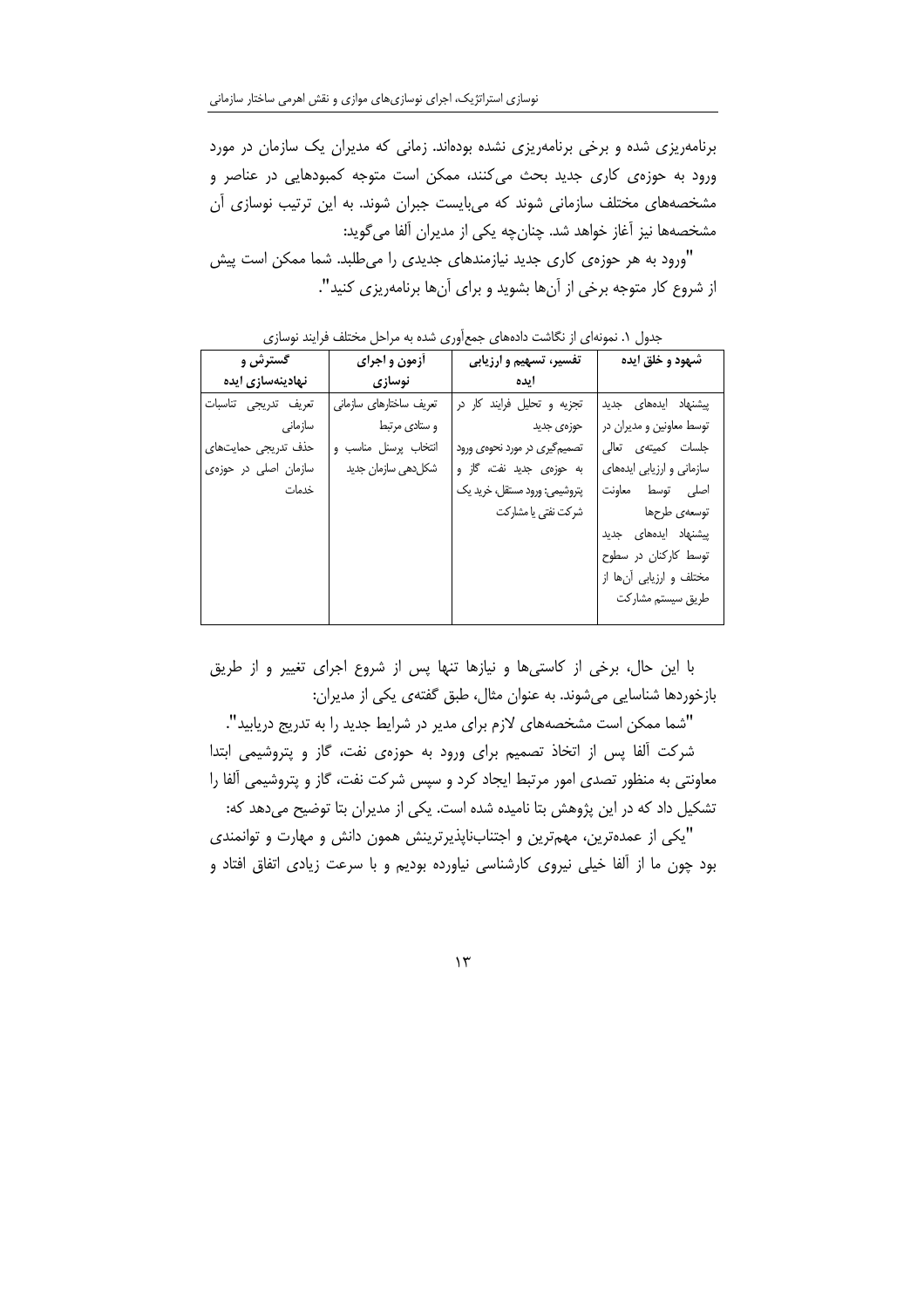برنامه‌ریزی شده و برخی برنامه‌ریزی نشده بوده‌اند. زمانی که مدیران یک سازمان در مورد ورود به حوزه‌ی کاری جدید بحث می‌کنند، ممکن است متوجه کمبودهایی در عناصر و مشخصه‌های مختلف سازمانی شوند که می‌بایست جبران شوند. به این ترتیب نوسازی آن مشخصه‌ها نیز آغاز خواهد شد. چنان‌چه یکی از مدیران آلفا می‌گوید:

"ورود به هر حوزه‌ی کاری جدید نیازمندهای جدیدی را می‌طلبد. شما ممکن است پیش از شروع کار متوجه برخی از آن‌ها بشوید و برای آن‌ها برنامه‌ریزی کنید".

جدول ۱. نمونه‌ای از نگاشت داده‌های جمع‌آوری شده به مراحل مختلف فرایند نوسازی

| شهود و خلق ایده | تفسیر، تسهیم و ارزیابی ایده | آزمون و اجرای نوسازی | گسترش و نهادینه‌سازی ایده |
|---|---|---|---|
| پیشنهاد ایده‌های جدید توسط معاونین و مدیران در جلسات کمیته‌ی تعالی سازمانی و ارزیابی ایده‌های اصلی توسط معاونت توسعه‌ی طرح‌ها<br>پیشنهاد ایده‌های جدید توسط کارکنان در سطوح مختلف و ارزیابی آن‌ها از طریق سیستم مشارکت | تجزیه و تحلیل فرایند کار در حوزه‌ی جدید<br>تصمیم‌گیری در مورد نحوه‌ی ورود به حوزه‌ی جدید نفت، گاز و پتروشیمی: ورود مستقل، خرید یک شرکت نفتی یا مشارکت | تعریف ساختارهای سازمانی و ستادی مرتبط<br>انتخاب پرسنل مناسب و شکل‌دهی سازمان جدید | تعریف تدریجی تناسبات سازمانی<br>حذف تدریجی حمایت‌های سازمان اصلی در حوزه‌ی خدمات |

با این حال، برخی از کاستی‌ها و نیازها تنها پس از شروع اجرای تغییر و از طریق بازخوردها شناسایی می‌شوند. به عنوان مثال، طبق گفته‌ی یکی از مدیران:

"شما ممکن است مشخصه‌های لازم برای مدیر در شرایط جدید را به تدریج دریابید".

شرکت آلفا پس از اتخاذ تصمیم برای ورود به حوزه‌ی نفت، گاز و پتروشیمی ابتدا معاونتی به منظور تصدی امور مرتبط ایجاد کرد و سپس شرکت نفت، گاز و پتروشیمی آلفا را تشکیل داد که در این پژوهش بتا نامیده شده است. یکی از مدیران بتا توضیح می‌دهد که:

"یکی از عمده‌ترین، مهم‌ترین و اجتناب‌ناپذیرترینش همون دانش و مهارت و توانمندی بود چون ما از آلفا خیلی نیروی کارشناسی نیاورده بودیم و با سرعت زیادی اتفاق افتاد و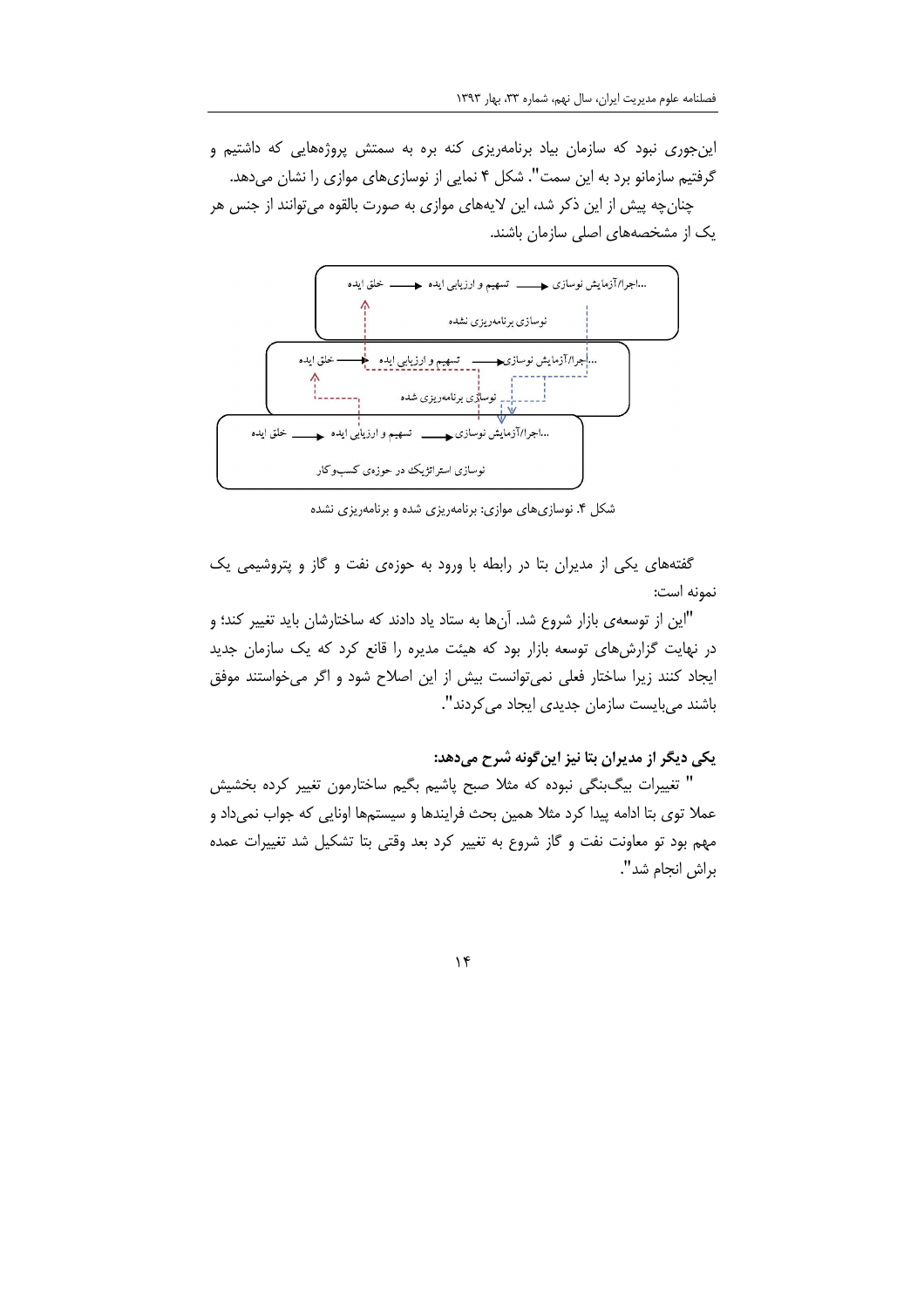این‌جوری نبود که سازمان بیاد برنامه‌ریزی کنه بره به سمتش پروژه‌هایی که داشتیم و گرفتیم سازمانو برد به این سمت". شکل ۴ نمایی از نوسازی‌های موازی را نشان می‌دهد.

چنان‌چه پیش از این ذکر شد، این لایه‌های موازی به صورت بالقوه می‌توانند از جنس هر یک از مشخصه‌های اصلی سازمان باشند.

شکل ۴. نوسازی‌های موازی: برنامه‌ریزی شده و برنامه‌ریزی نشده

گفته‌های یکی از مدیران بتا در رابطه با ورود به حوزه‌ی نفت و گاز و پتروشیمی یک نمونه است:

"این از توسعه‌ی بازار شروع شد. آن‌ها به ستاد یاد دادند که ساختارشان باید تغییر کند؛ و در نهایت گزارش‌های توسعه بازار بود که هیئت مدیره را قانع کرد که یک سازمان جدید ایجاد کنند زیرا ساختار فعلی نمی‌توانست بیش از این اصلاح شود و اگر می‌خواستند موفق باشند می‌بایست سازمان جدیدی ایجاد می‌کردند".

**یکی دیگر از مدیران بتا نیز این‌گونه شرح می‌دهد:**

" تغییرات بیگ‌بنگی نبوده که مثلا صبح پاشیم بگیم ساختارمون تغییر کرده بخشیش عملا توی بتا ادامه پیدا کرد مثلا همین بحث فرایندها و سیستم‌ها اونایی که جواب نمی‌داد و مهم بود تو معاونت نفت و گاز شروع به تغییر کرد بعد وقتی بتا تشکیل شد تغییرات عمده براش انجام شد".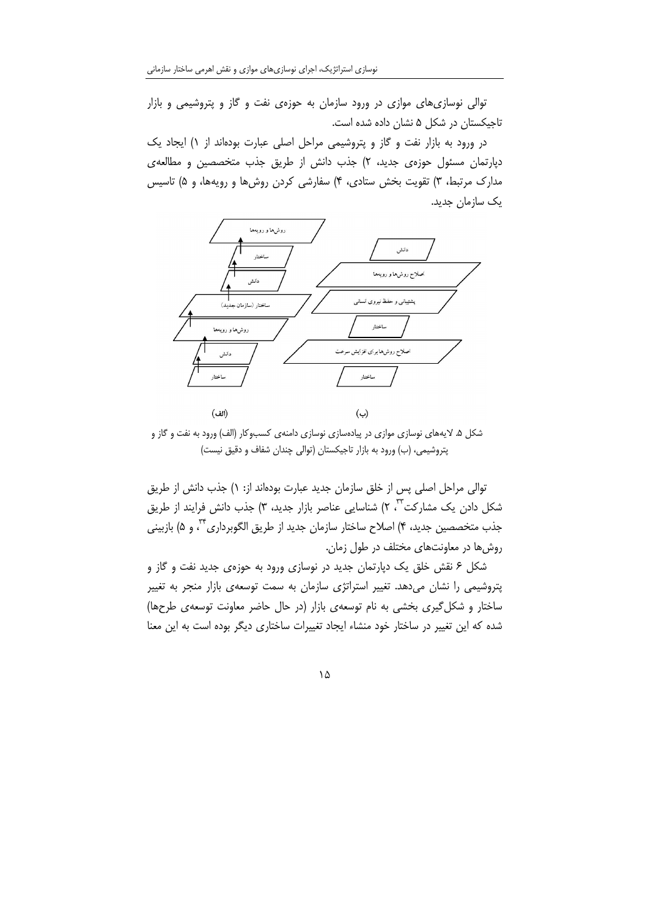توالی نوسازی‌های موازی در ورود سازمان به حوزه‌ی نفت و گاز و پتروشیمی و بازار تاجیکستان در شکل ۵ نشان داده شده است.

در ورود به بازار نفت و گاز و پتروشیمی مراحل اصلی عبارت بوده‌اند از ۱) ایجاد یک دپارتمان مسئول حوزه‌ی جدید، ۲) جذب دانش از طریق جذب متخصصین و مطالعه‌ی مدارک مرتبط، ۳) تقویت بخش ستادی، ۴) سفارشی کردن روش‌ها و رویه‌ها، و ۵) تاسیس یک سازمان جدید.

(الف): ساختار ← دانش ← روش‌ها و رویه‌ها ← ساختار (سازمان جدید) ← دانش ← ساختار ← روش‌ها و رویه‌ها

(ب): ساختار، اصلاح روش‌ها برای افزایش سرعت، ساختار، پشتیبانی و حفظ نیروی انسانی، اصلاح روش‌ها و رویه‌ها، دانش

شکل ۵. لایه‌های نوسازی موازی در پیاده‌سازی نوسازی دامنه‌ی کسب‌وکار (الف) ورود به نفت و گاز و پتروشیمی، (ب) ورود به بازار تاجیکستان (توالی چندان شفاف و دقیق نیست)

توالی مراحل اصلی پس از خلق سازمان جدید عبارت بوده‌اند از: ۱) جذب دانش از طریق شکل دادن یک مشارکت[۳۳]، ۲) شناسایی عناصر بازار جدید، ۳) جذب دانش فرایند از طریق جذب متخصصین جدید، ۴) اصلاح ساختار سازمان جدید از طریق الگوبرداری[۳۴]، و ۵) بازبینی روش‌ها در معاونت‌های مختلف در طول زمان.

شکل ۶ نقش خلق یک دپارتمان جدید در نوسازی ورود به حوزه‌ی جدید نفت و گاز و پتروشیمی را نشان می‌دهد. تغییر استراتژی سازمان به سمت توسعه‌ی بازار منجر به تغییر ساختار و شکل‌گیری بخشی به نام توسعه‌ی بازار (در حال حاضر معاونت توسعه‌ی طرح‌ها) شده که این تغییر در ساختار خود منشاء ایجاد تغییرات ساختاری دیگر بوده است به این معنا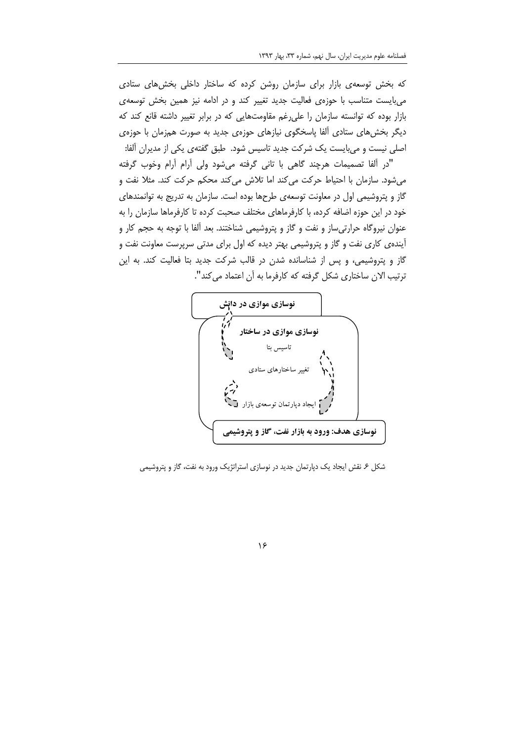که بخش توسعه‌ی بازار برای سازمان روشن کرده که ساختار داخلی بخش‌های ستادی می‌بایست متناسب با حوزه‌ی فعالیت جدید تغییر کند و در ادامه نیز همین بخش توسعه‌ی بازار بوده که توانسته سازمان را علی‌رغم مقاومت‌هایی که در برابر تغییر داشته قانع کند که دیگر بخش‌های ستادی آلفا پاسخگوی نیازهای حوزه‌ی جدید به صورت هم‌زمان با حوزه‌ی اصلی نیست و می‌بایست یک شرکت جدید تاسیس شود. طبق گفته‌ی یکی از مدیران آلفا:

"در آلفا تصمیمات هرچند گاهی با تانی گرفته می‌شود ولی آرام آرام وخوب گرفته می‌شود. سازمان با احتیاط حرکت می‌کند اما تلاش می‌کند محکم حرکت کند. مثلا نفت و گاز و پتروشیمی اول در معاونت توسعه‌ی طرح‌ها بوده است. سازمان به تدریج به توانمندهای خود در این حوزه اضافه کرده، با کارفرماهای مختلف صحبت کرده تا کارفرماها سازمان را به عنوان نیروگاه حرارتی‌ساز و نفت و گاز و پتروشیمی شناختند. بعد آلفا با توجه به حجم کار و آینده‌ی کاری نفت و گاز و پتروشیمی بهتر دیده که اول برای مدتی سرپرست معاونت نفت و گاز و پتروشیمی، و پس از شناسانده شدن در قالب شرکت جدید بتا فعالیت کند. به این ترتیب الان ساختاری شکل گرفته که کارفرما به آن اعتماد می‌کند".

**نوسازی موازی در دانش**

**نوسازی موازی در ساختار**

تاسیس بتا

تغییر ساختارهای ستادی

ایجاد دپارتمان توسعه‌ی بازار

**نوسازی هدف: ورود به بازار نفت، گاز و پتروشیمی**

شکل ۶ نقش ایجاد یک دپارتمان جدید در نوسازی استراتژیک ورود به نفت، گاز و پتروشیمی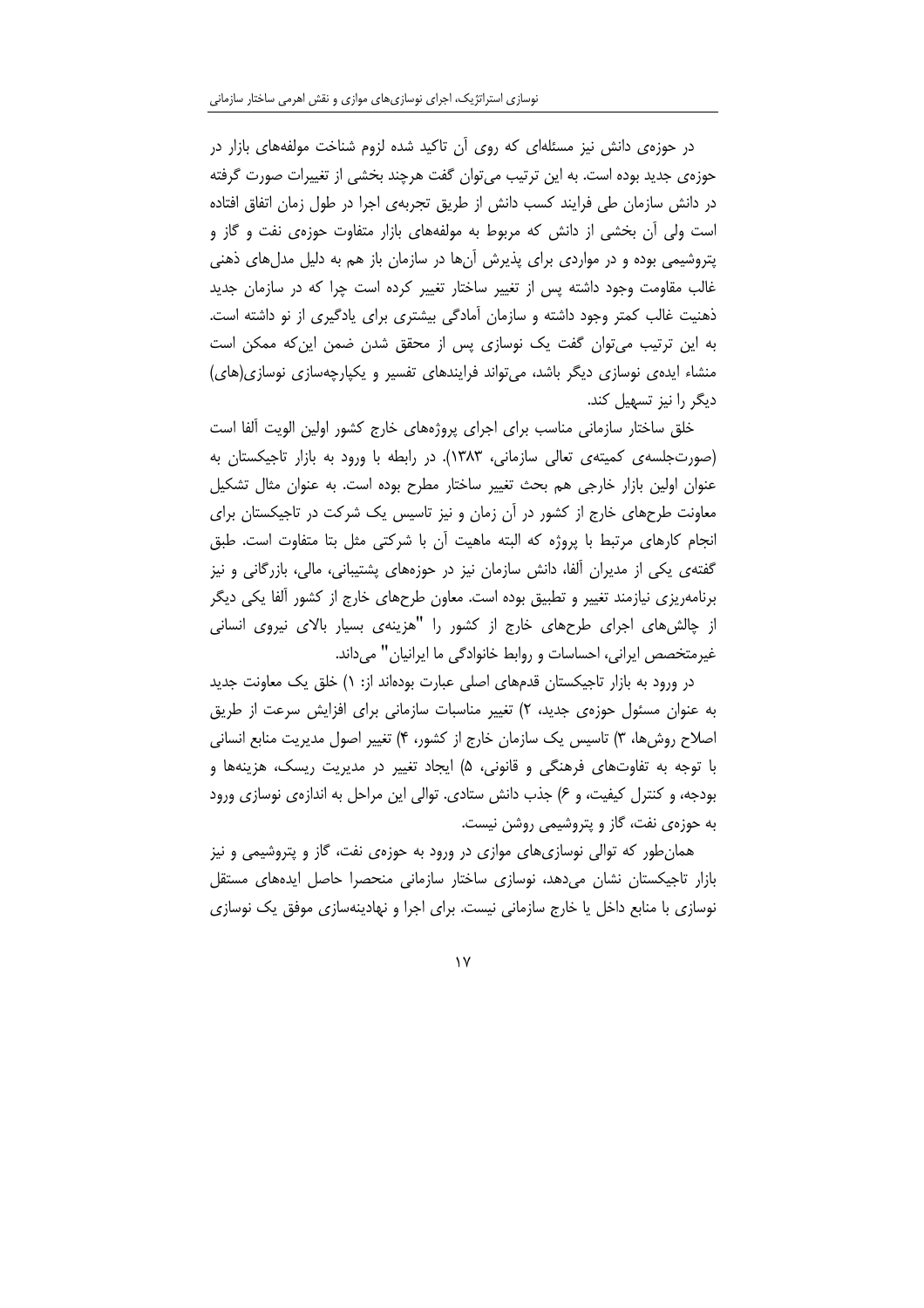در حوزه‌ی دانش نیز مسئله‌ای که روی آن تاکید شده لزوم شناخت مولفه‌های بازار در حوزه‌ی جدید بوده است. به این ترتیب می‌توان گفت هرچند بخشی از تغییرات صورت گرفته در دانش سازمان طی فرایند کسب دانش از طریق تجربه‌ی اجرا در طول زمان اتفاق افتاده است ولی آن بخشی از دانش که مربوط به مولفه‌های بازار متفاوت حوزه‌ی نفت و گاز و پتروشیمی بوده و در مواردی برای پذیرش آن‌ها در سازمان باز هم به دلیل مدل‌های ذهنی غالب مقاومت وجود داشته پس از تغییر ساختار تغییر کرده است چرا که در سازمان جدید ذهنیت غالب کمتر وجود داشته و سازمان آمادگی بیشتری برای یادگیری از نو داشته است. به این ترتیب می‌توان گفت یک نوسازی پس از محقق شدن ضمن این‌که ممکن است منشاء ایده‌ی نوسازی دیگر باشد، می‌تواند فرایندهای تفسیر و یکپارچه‌سازی نوسازی(های) دیگر را نیز تسهیل کند.

خلق ساختار سازمانی مناسب برای اجرای پروژه‌های خارج کشور اولین الویت آلفا است (صورت‌جلسه‌ی کمیته‌ی تعالی سازمانی، ۱۳۸۳). در رابطه با ورود به بازار تاجیکستان به عنوان اولین بازار خارجی هم بحث تغییر ساختار مطرح بوده است. به عنوان مثال تشکیل معاونت طرح‌های خارج از کشور در آن زمان و نیز تاسیس یک شرکت در تاجیکستان برای انجام کارهای مرتبط با پروژه که البته ماهیت آن با شرکتی مثل بتا متفاوت است. طبق گفته‌ی یکی از مدیران آلفا، دانش سازمان نیز در حوزه‌های پشتیبانی، مالی، بازرگانی و نیز برنامه‌ریزی نیازمند تغییر و تطبیق بوده است. معاون طرح‌های خارج از کشور آلفا یکی دیگر از چالش‌های اجرای طرح‌های خارج از کشور را "هزینه‌ی بسیار بالای نیروی انسانی غیرمتخصص ایرانی، احساسات و روابط خانوادگی ما ایرانیان" می‌داند.

در ورود به بازار تاجیکستان قدم‌های اصلی عبارت بوده‌اند از: ۱) خلق یک معاونت جدید به عنوان مسئول حوزه‌ی جدید، ۲) تغییر مناسبات سازمانی برای افزایش سرعت از طریق اصلاح روش‌ها، ۳) تاسیس یک سازمان خارج از کشور، ۴) تغییر اصول مدیریت منابع انسانی با توجه به تفاوت‌های فرهنگی و قانونی، ۵) ایجاد تغییر در مدیریت ریسک، هزینه‌ها و بودجه، و کنترل کیفیت، و ۶) جذب دانش ستادی. توالی این مراحل به اندازه‌ی نوسازی ورود به حوزه‌ی نفت، گاز و پتروشیمی روشن نیست.

همان‌طور که توالی نوسازی‌های موازی در ورود به حوزه‌ی نفت، گاز و پتروشیمی و نیز بازار تاجیکستان نشان می‌دهد، نوسازی ساختار سازمانی منحصرا حاصل ایده‌های مستقل نوسازی با منابع داخل یا خارج سازمانی نیست. برای اجرا و نهادینه‌سازی موفق یک نوسازی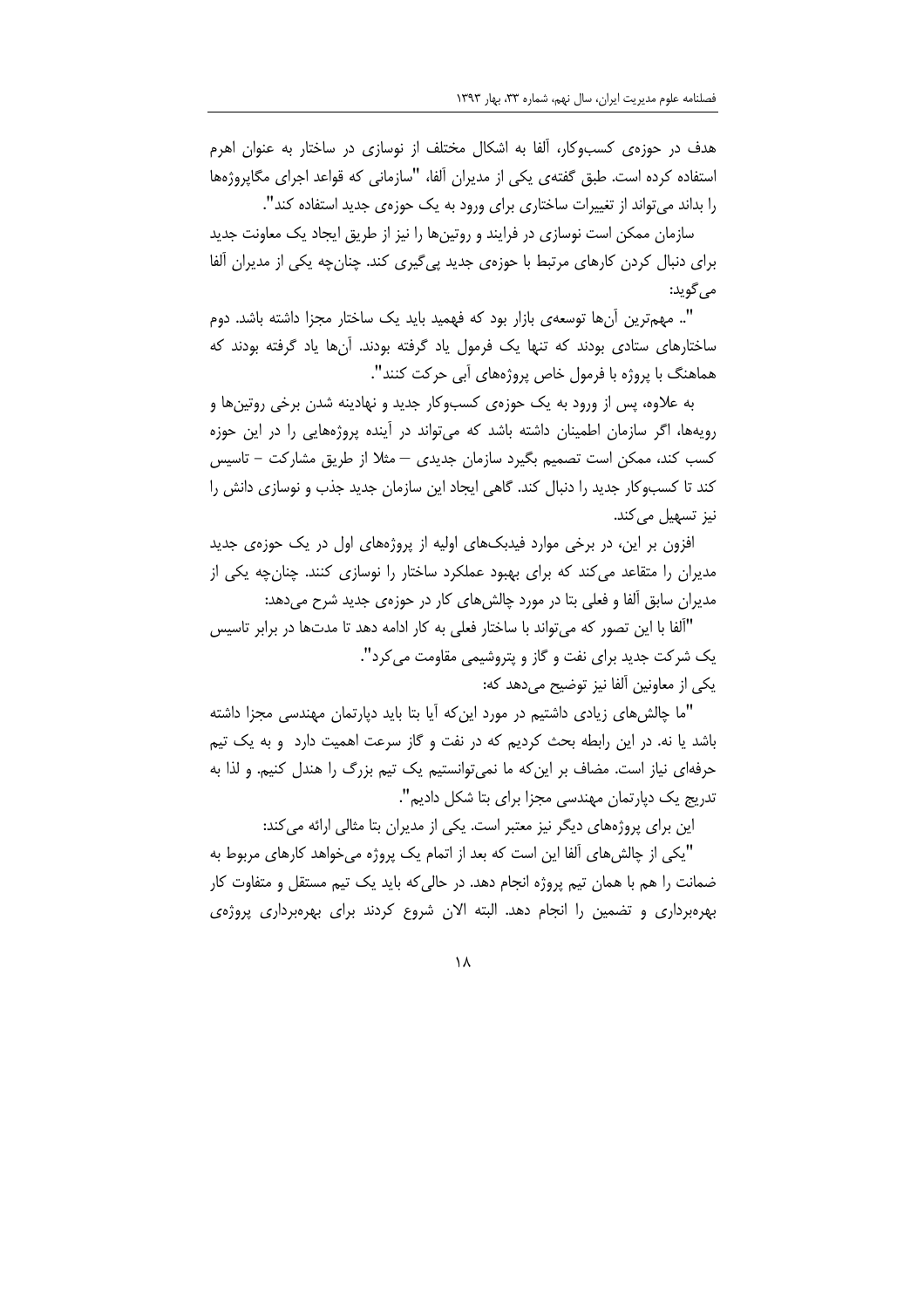هدف در حوزه‌ی کسب‌وکار، آلفا به اشکال مختلف از نوسازی در ساختار به عنوان اهرم استفاده کرده است. طبق گفته‌ی یکی از مدیران آلفا، "سازمانی که قواعد اجرای مگاپروژه‌ها را بداند می‌تواند از تغییرات ساختاری برای ورود به یک حوزه‌ی جدید استفاده کند".

سازمان ممکن است نوسازی در فرایند و روتین‌ها را نیز از طریق ایجاد یک معاونت جدید برای دنبال کردن کارهای مرتبط با حوزه‌ی جدید پی‌گیری کند. چنان‌چه یکی از مدیران آلفا می‌گوید:

".. مهم‌ترین آن‌ها توسعه‌ی بازار بود که فهمید باید یک ساختار مجزا داشته باشد. دوم ساختارهای ستادی بودند که تنها یک فرمول یاد گرفته بودند. آن‌ها یاد گرفته بودند که هماهنگ با پروژه با فرمول خاص پروژه‌های آبی حرکت کنند".

به علاوه، پس از ورود به یک حوزه‌ی کسب‌وکار جدید و نهادینه شدن برخی روتین‌ها و رویه‌ها، اگر سازمان اطمینان داشته باشد که می‌تواند در آینده پروژه‌هایی را در این حوزه کسب کند، ممکن است تصمیم بگیرد سازمان جدیدی – مثلا از طریق مشارکت – تاسیس کند تا کسب‌وکار جدید را دنبال کند. گاهی ایجاد این سازمان جدید جذب و نوسازی دانش را نیز تسهیل می‌کند.

افزون بر این، در برخی موارد فیدبک‌های اولیه از پروژه‌های اول در یک حوزه‌ی جدید مدیران را متقاعد می‌کند که برای بهبود عملکرد ساختار را نوسازی کنند. چنان‌چه یکی از مدیران سابق آلفا و فعلی بتا در مورد چالش‌های کار در حوزه‌ی جدید شرح می‌دهد:

"آلفا با این تصور که می‌تواند با ساختار فعلی به کار ادامه دهد تا مدت‌ها در برابر تاسیس یک شرکت جدید برای نفت و گاز و پتروشیمی مقاومت می‌کرد".

یکی از معاونین آلفا نیز توضیح می‌دهد که:

"ما چالش‌های زیادی داشتیم در مورد این‌که آیا بتا باید دپارتمان مهندسی مجزا داشته باشد یا نه. در این رابطه بحث کردیم که در نفت و گاز سرعت اهمیت دارد و به یک تیم حرفه‌ای نیاز است. مضاف بر این‌که ما نمی‌توانستیم یک تیم بزرگ را هندل کنیم. و لذا به تدریج یک دپارتمان مهندسی مجزا برای بتا شکل دادیم".

این برای پروژه‌های دیگر نیز معتبر است. یکی از مدیران بتا مثالی ارائه می‌کند:

"یکی از چالش‌های آلفا این است که بعد از اتمام یک پروژه می‌خواهد کارهای مربوط به ضمانت را هم با همان تیم پروژه انجام دهد. در حالی‌که باید یک تیم مستقل و متفاوت کار بهره‌برداری و تضمین را انجام دهد. البته الان شروع کردند برای بهره‌برداری پروژه‌ی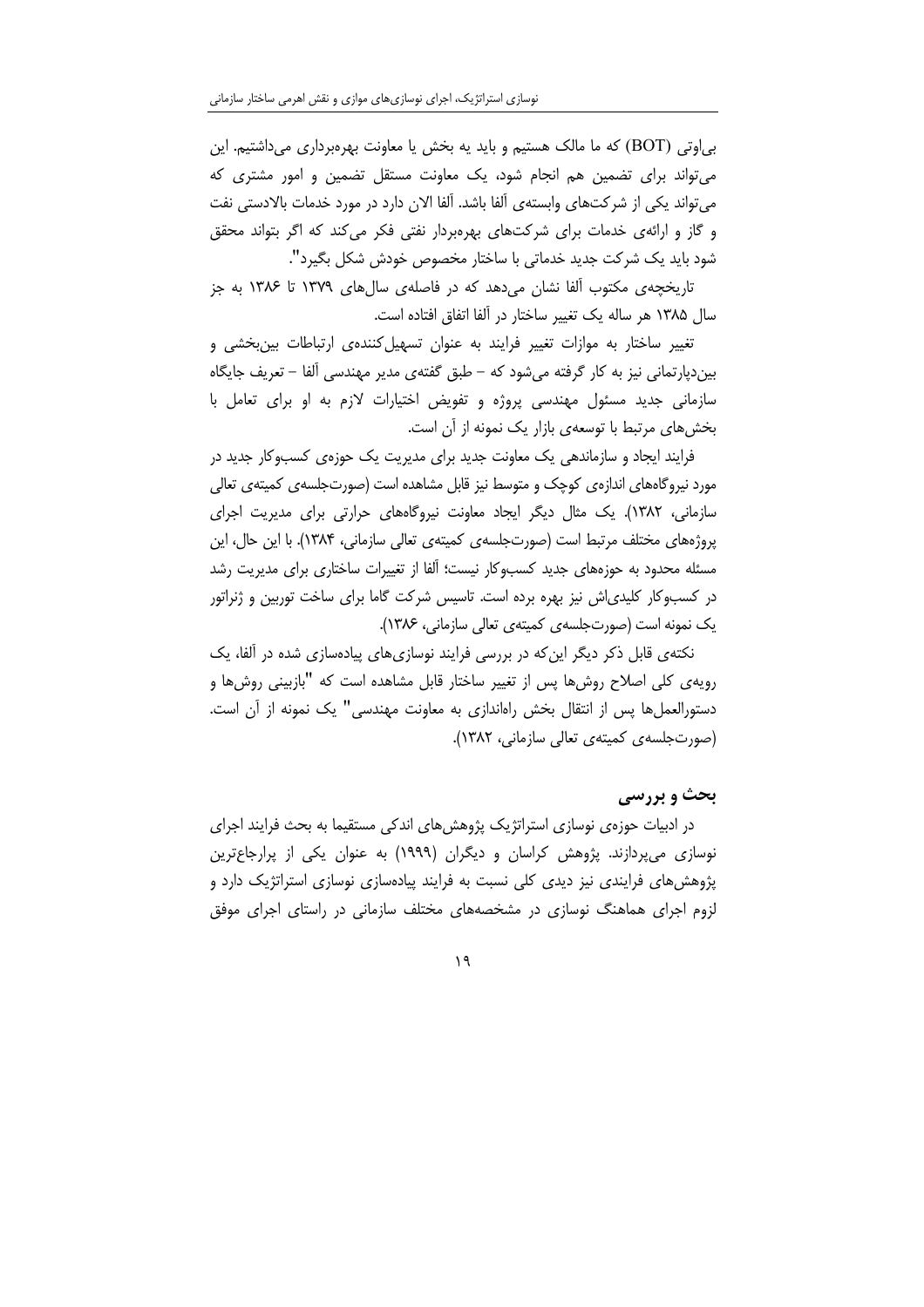بی‌اوتی (BOT) که ما مالک هستیم و باید یه بخش یا معاونت بهره‌برداری می‌داشتیم. این می‌تواند برای تضمین هم انجام شود، یک معاونت مستقل تضمین و امور مشتری که می‌تواند یکی از شرکت‌های وابسته‌ی آلفا باشد. آلفا الان دارد در مورد خدمات بالادستی نفت و گاز و ارائه‌ی خدمات برای شرکت‌های بهره‌بردار نفتی فکر می‌کند که اگر بتواند محقق شود باید یک شرکت جدید خدماتی با ساختار مخصوص خودش شکل بگیرد".

تاریخچه‌ی مکتوب آلفا نشان می‌دهد که در فاصله‌ی سال‌های ۱۳۷۹ تا ۱۳۸۶ به جز سال ۱۳۸۵ هر ساله یک تغییر ساختار در آلفا اتفاق افتاده است.

تغییر ساختار به موازات تغییر فرایند به عنوان تسهیل‌کننده‌ی ارتباطات بین‌بخشی و بین‌دپارتمانی نیز به کار گرفته می‌شود که – طبق گفته‌ی مدیر مهندسی آلفا – تعریف جایگاه سازمانی جدید مسئول مهندسی پروژه و تفویض اختیارات لازم به او برای تعامل با بخش‌های مرتبط با توسعه‌ی بازار یک نمونه از آن است.

فرایند ایجاد و سازماندهی یک معاونت جدید برای مدیریت یک حوزه‌ی کسب‌وکار جدید در مورد نیروگاه‌های اندازه‌ی کوچک و متوسط نیز قابل مشاهده است (صورت‌جلسه‌ی کمیته‌ی تعالی سازمانی، ۱۳۸۲). یک مثال دیگر ایجاد معاونت نیروگاه‌های حرارتی برای مدیریت اجرای پروژه‌های مختلف مرتبط است (صورت‌جلسه‌ی کمیته‌ی تعالی سازمانی، ۱۳۸۴). با این حال، این مسئله محدود به حوزه‌های جدید کسب‌وکار نیست؛ آلفا از تغییرات ساختاری برای مدیریت رشد در کسب‌وکار کلیدی‌اش نیز بهره برده است. تاسیس شرکت گاما برای ساخت توربین و ژنراتور یک نمونه است (صورت‌جلسه‌ی کمیته‌ی تعالی سازمانی، ۱۳۸۶).

نکته‌ی قابل ذکر دیگر این‌که در بررسی فرایند نوسازی‌های پیاده‌سازی شده در آلفا، یک رویه‌ی کلی اصلاح روش‌ها پس از تغییر ساختار قابل مشاهده است که "بازبینی روش‌ها و دستورالعمل‌ها پس از انتقال بخش راه‌اندازی به معاونت مهندسی" یک نمونه از آن است. (صورت‌جلسه‌ی کمیته‌ی تعالی سازمانی، ۱۳۸۲).

## بحث و بررسی

در ادبیات حوزه‌ی نوسازی استراتژیک پژوهش‌های اندکی مستقیما به بحث فرایند اجرای نوسازی می‌پردازند. پژوهش کراسان و دیگران (۱۹۹۹) به عنوان یکی از پرارجاع‌ترین پژوهش‌های فرایندی نیز دیدی کلی نسبت به فرایند پیاده‌سازی نوسازی استراتژیک دارد و لزوم اجرای هماهنگ نوسازی در مشخصه‌های مختلف سازمانی در راستای اجرای موفق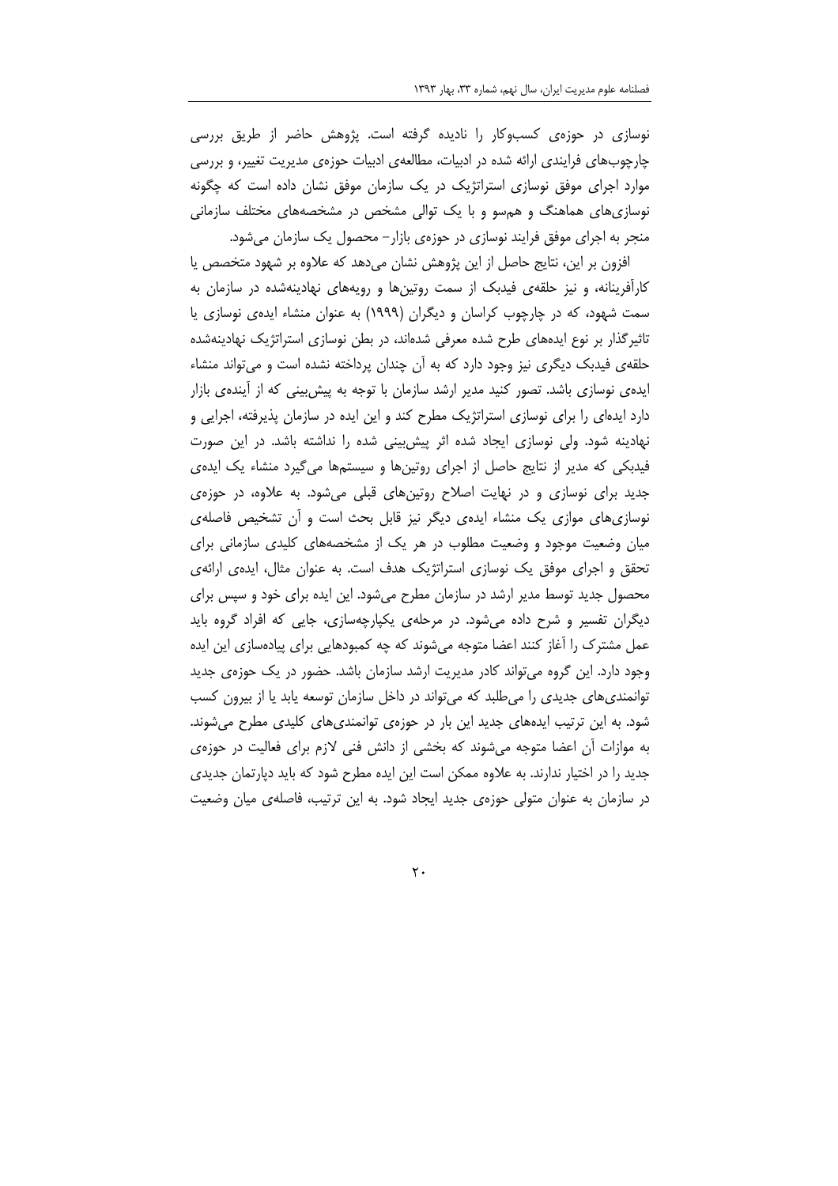نوسازی در حوزه‌ی کسب‌وکار را نادیده گرفته است. پژوهش حاضر از طریق بررسی چارچوب‌های فرایندی ارائه شده در ادبیات، مطالعه‌ی ادبیات حوزه‌ی مدیریت تغییر، و بررسی موارد اجرای موفق نوسازی استراتژیک در یک سازمان موفق نشان داده است که چگونه نوسازی‌های هماهنگ و هم‌سو و با یک توالی مشخص در مشخصه‌های مختلف سازمانی منجر به اجرای موفق فرایند نوسازی در حوزه‌ی بازار- محصول یک سازمان می‌شود.

افزون بر این، نتایج حاصل از این پژوهش نشان می‌دهد که علاوه بر شهود متخصص یا کارآفرینانه، و نیز حلقه‌ی فیدبک از سمت روتین‌ها و رویه‌های نهادینه‌شده در سازمان به سمت شهود، که در چارچوب کراسان و دیگران (۱۹۹۹) به عنوان منشاء ایده‌ی نوسازی یا تاثیرگذار بر نوع ایده‌های طرح شده معرفی شده‌اند، در بطن نوسازی استراتژیک نهادینه‌شده حلقه‌ی فیدبک دیگری نیز وجود دارد که به آن چندان پرداخته نشده است و می‌تواند منشاء ایده‌ی نوسازی باشد. تصور کنید مدیر ارشد سازمان با توجه به پیش‌بینی که از آینده‌ی بازار دارد ایده‌ای را برای نوسازی استراتژیک مطرح کند و این ایده در سازمان پذیرفته، اجرایی و نهادینه شود. ولی نوسازی ایجاد شده اثر پیش‌بینی شده را نداشته باشد. در این صورت فیدبکی که مدیر از نتایج حاصل از اجرای روتین‌ها و سیستم‌ها می‌گیرد منشاء یک ایده‌ی جدید برای نوسازی و در نهایت اصلاح روتین‌های قبلی می‌شود. به علاوه، در حوزه‌ی نوسازی‌های موازی یک منشاء ایده‌ی دیگر نیز قابل بحث است و آن تشخیص فاصله‌ی میان وضعیت موجود و وضعیت مطلوب در هر یک از مشخصه‌های کلیدی سازمانی برای تحقق و اجرای موفق یک نوسازی استراتژیک هدف است. به عنوان مثال، ایده‌ی ارائه‌ی محصول جدید توسط مدیر ارشد در سازمان مطرح می‌شود. این ایده برای خود و سپس برای دیگران تفسیر و شرح داده می‌شود. در مرحله‌ی یکپارچه‌سازی، جایی که افراد گروه باید عمل مشترک را آغاز کنند اعضا متوجه می‌شوند که چه کمبودهایی برای پیاده‌سازی این ایده وجود دارد. این گروه می‌تواند کادر مدیریت ارشد سازمان باشد. حضور در یک حوزه‌ی جدید توانمندی‌های جدیدی را می‌طلبد که می‌تواند در داخل سازمان توسعه یابد یا از بیرون کسب شود. به این ترتیب ایده‌های جدید این بار در حوزه‌ی توانمندی‌های کلیدی مطرح می‌شوند. به موازات آن اعضا متوجه می‌شوند که بخشی از دانش فنی لازم برای فعالیت در حوزه‌ی جدید را در اختیار ندارند. به علاوه ممکن است این ایده مطرح شود که باید دپارتمان جدیدی در سازمان به عنوان متولی حوزه‌ی جدید ایجاد شود. به این ترتیب، فاصله‌ی میان وضعیت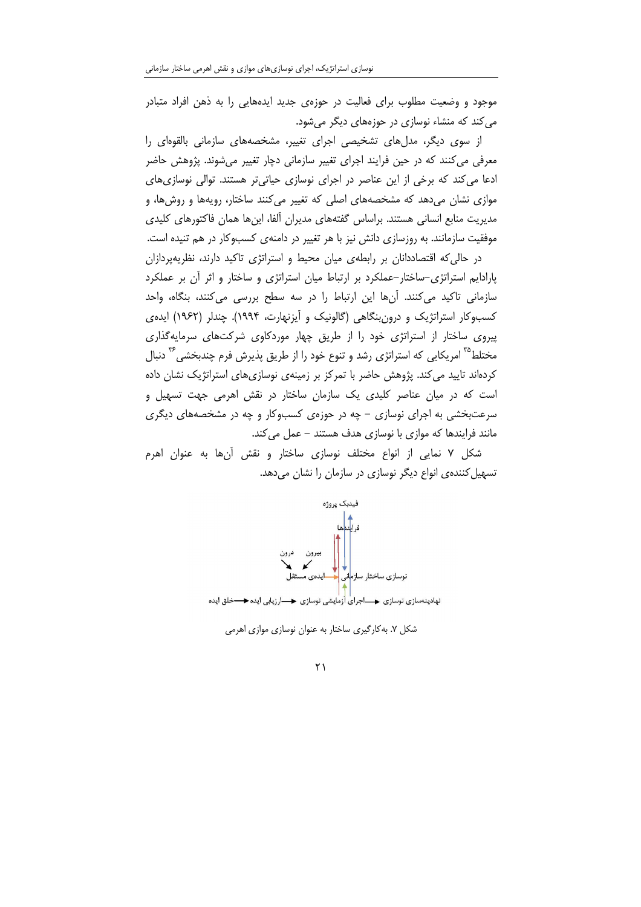موجود و وضعیت مطلوب برای فعالیت در حوزه‌ی جدید ایده‌هایی را به ذهن افراد متبادر می‌کند که منشاء نوسازی در حوزه‌های دیگر می‌شود.

از سوی دیگر، مدل‌های تشخیصی اجرای تغییر، مشخصه‌های سازمانی بالقوه‌ای را معرفی می‌کنند که در حین فرایند اجرای تغییر سازمانی دچار تغییر می‌شوند. پژوهش حاضر ادعا می‌کند که برخی از این عناصر در اجرای نوسازی حیاتی‌تر هستند. توالی نوسازی‌های موازی نشان می‌دهد که مشخصه‌های اصلی که تغییر می‌کنند ساختار، رویه‌ها و روش‌ها، و مدیریت منابع انسانی هستند. براساس گفته‌های مدیران آلفا، این‌ها همان فاکتورهای کلیدی موفقیت سازمانند. به روزسازی دانش نیز با هر تغییر در دامنه‌ی کسب‌وکار در هم تنیده است.

در حالی‌که اقتصاددانان بر رابطه‌ی میان محیط و استراتژی تاکید دارند، نظریه‌پردازان پارادایم استراتژی–ساختار–عملکرد بر ارتباط میان استراتژی و ساختار و اثر آن بر عملکرد سازمانی تاکید می‌کنند. آن‌ها این ارتباط را در سه سطح بررسی می‌کنند، بنگاه، واحد کسب‌وکار استراتژیک و درون‌بنگاهی (گالونیک و آیزنهارت، ۱۹۹۴). چندلر (۱۹۶۲) ایده‌ی پیروی ساختار از استراتژی خود را از طریق چهار موردکاوی شرکت‌های سرمایه‌گذاری مختلط[۳۵] امریکایی که استراتژی رشد و تنوع خود را از طریق پذیرش فرم چندبخشی[۳۶] دنبال کرده‌اند تایید می‌کند. پژوهش حاضر با تمرکز بر زمینه‌ی نوسازی‌های استراتژیک نشان داده است که در میان عناصر کلیدی یک سازمان ساختار در نقش اهرمی جهت تسهیل و سرعت‌بخشی به اجرای نوسازی – چه در حوزه‌ی کسب‌وکار و چه در مشخصه‌های دیگری مانند فرایندها که موازی با نوسازی هدف هستند – عمل می‌کند.

شکل ۷ نمایی از انواع مختلف نوسازی ساختار و نقش آن‌ها به عنوان اهرم تسهیل‌کننده‌ی انواع دیگر نوسازی در سازمان را نشان می‌دهد.

فیدبک پروژه
فرایندها
بیرون — درون
نوسازی ساختار سازمانی ← ایده‌ی مستقل
نهادینه‌سازی نوسازی ← اجرای آزمایشی نوسازی ← ارزیابی ایده ← خلق ایده

شکل ۷. به‌کارگیری ساختار به عنوان نوسازی موازی اهرمی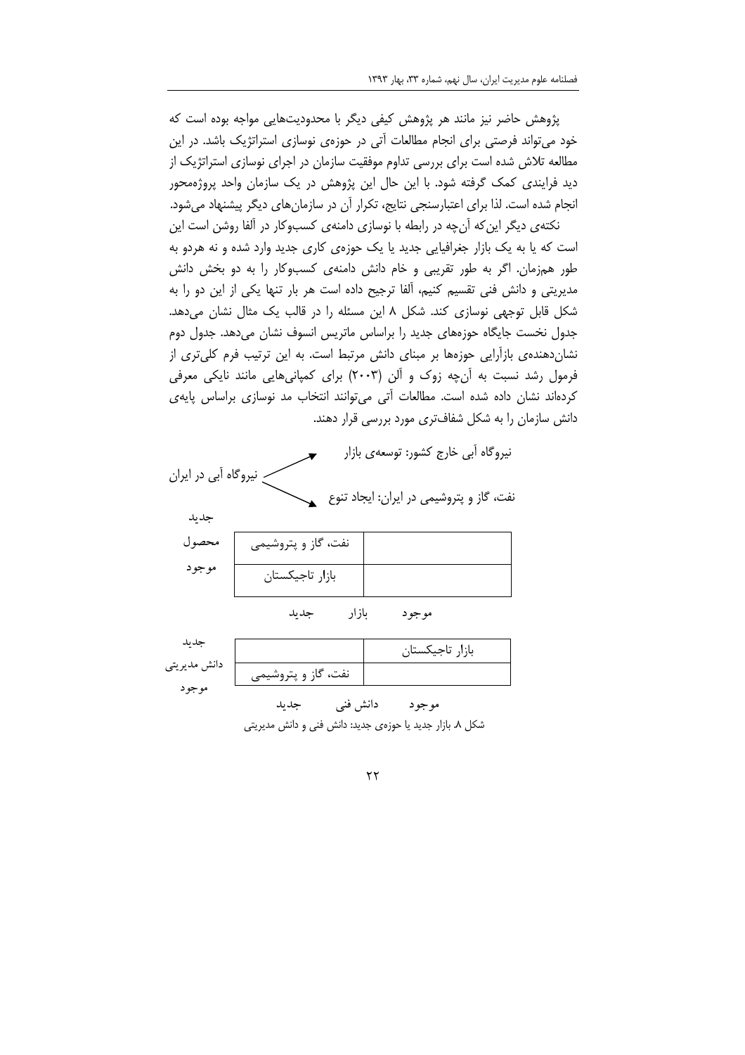پژوهش حاضر نیز مانند هر پژوهش کیفی دیگر با محدودیت‌هایی مواجه بوده است که خود می‌تواند فرصتی برای انجام مطالعات آتی در حوزه‌ی نوسازی استراتژیک باشد. در این مطالعه تلاش شده است برای بررسی تداوم موفقیت سازمان در اجرای نوسازی استراتژیک از دید فرایندی کمک گرفته شود. با این حال این پژوهش در یک سازمان واحد پروژه‌محور انجام شده است. لذا برای اعتبارسنجی نتایج، تکرار آن در سازمان‌های دیگر پیشنهاد می‌شود.

نکته‌ی دیگر این‌که آن‌چه در رابطه با نوسازی دامنه‌ی کسب‌وکار در آلفا روشن است این است که یا به یک بازار جغرافیایی جدید یا یک حوزه‌ی کاری جدید وارد شده و نه هردو به طور هم‌زمان. اگر به طور تقریبی و خام دانش دامنه‌ی کسب‌وکار را به دو بخش دانش مدیریتی و دانش فنی تقسیم کنیم، آلفا ترجیح داده است هر بار تنها یکی از این دو را به شکل قابل توجهی نوسازی کند. شکل ۸ این مسئله را در قالب یک مثال نشان می‌دهد. جدول نخست جایگاه حوزه‌های جدید را براساس ماتریس انسوف نشان می‌دهد. جدول دوم نشان‌دهنده‌ی بازآرایی حوزه‌ها بر مبنای دانش مرتبط است. به این ترتیب فرم کلی‌تری از فرمول رشد نسبت به آن‌چه زوک و آلن (۲۰۰۳) برای کمپانی‌هایی مانند نایکی معرفی کرده‌اند نشان داده شده است. مطالعات آتی می‌توانند انتخاب مد نوسازی براساس پایه‌ی دانش سازمان را به شکل شفاف‌تری مورد بررسی قرار دهند.

نیروگاه آبی در ایران ← نیروگاه آبی خارج کشور: توسعه‌ی بازار

نیروگاه آبی در ایران ← نفت، گاز و پتروشیمی در ایران: ایجاد تنوع

| محصول | جدید | موجود |
|---|---|---|
| جدید | نفت، گاز و پتروشیمی | |
| موجود | بازار تاجیکستان | |

(محور افقی: بازار)

| دانش مدیریتی | دانش فنی: جدید | دانش فنی: موجود |
|---|---|---|
| جدید | | بازار تاجیکستان |
| موجود | نفت، گاز و پتروشیمی | |

شکل ۸. بازار جدید یا حوزه‌ی جدید: دانش فنی و دانش مدیریتی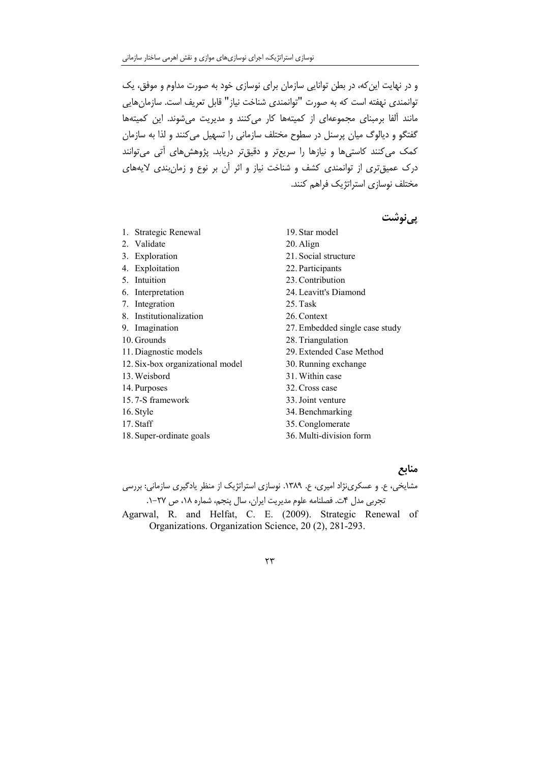و در نهایت این‌که، در بطن توانایی سازمان برای نوسازی خود به صورت مداوم و موفق، یک توانمندی نهفته است که به صورت "توانمندی شناخت نیاز" قابل تعریف است. سازمان‌هایی مانند آلفا برمبنای مجموعه‌ای از کمیته‌ها کار می‌کنند و مدیریت می‌شوند. این کمیته‌ها گفتگو و دیالوگ میان پرسنل در سطوح مختلف سازمانی را تسهیل می‌کنند و لذا به سازمان کمک می‌کنند کاستی‌ها و نیازها را سریع‌تر و دقیق‌تر دریابد. پژوهش‌های آتی می‌توانند درک عمیق‌تری از توانمندی کشف و شناخت نیاز و اثر آن بر نوع و زمان‌بندی لایه‌های مختلف نوسازی استراتژیک فراهم کنند.

## پی‌نوشت

1. Strategic Renewal
2. Validate
3. Exploration
4. Exploitation
5. Intuition
6. Interpretation
7. Integration
8. Institutionalization
9. Imagination
10. Grounds
11. Diagnostic models
12. Six-box organizational model
13. Weisbord
14. Purposes
15. 7-S framework
16. Style
17. Staff
18. Super-ordinate goals
19. Star model
20. Align
21. Social structure
22. Participants
23. Contribution
24. Leavitt's Diamond
25. Task
26. Context
27. Embedded single case study
28. Triangulation
29. Extended Case Method
30. Running exchange
31. Within case
32. Cross case
33. Joint venture
34. Benchmarking
35. Conglomerate
36. Multi-division form

## منابع

مشایخی، ع. و عسکری‌نژاد امیری، ع. ۱۳۸۹. نوسازی استراتژیک از منظر یادگیری سازمانی: بررسی تجربی مدل ۴ت. فصلنامه علوم مدیریت ایران، سال پنجم، شماره ۱۸، ص ۲۷-۱.

Agarwal, R. and Helfat, C. E. (2009). Strategic Renewal of Organizations. Organization Science, 20 (2), 281-293.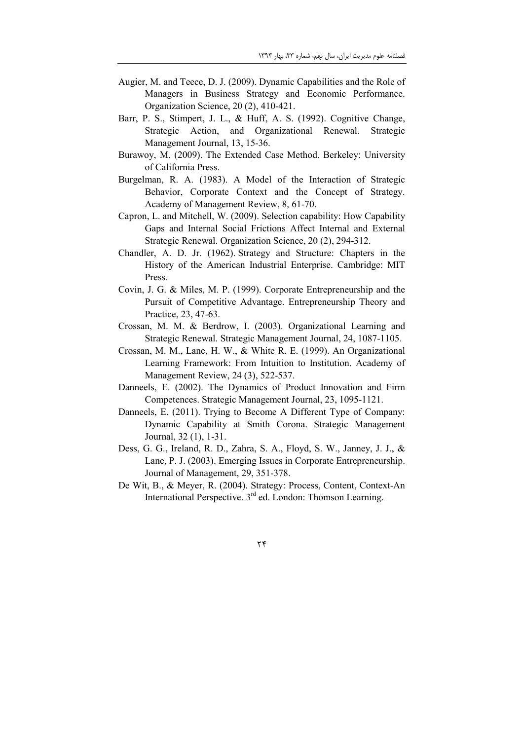Augier, M. and Teece, D. J. (2009). Dynamic Capabilities and the Role of Managers in Business Strategy and Economic Performance. Organization Science, 20 (2), 410-421.

Barr, P. S., Stimpert, J. L., & Huff, A. S. (1992). Cognitive Change, Strategic Action, and Organizational Renewal. Strategic Management Journal, 13, 15-36.

Burawoy, M. (2009). The Extended Case Method. Berkeley: University of California Press.

Burgelman, R. A. (1983). A Model of the Interaction of Strategic Behavior, Corporate Context and the Concept of Strategy. Academy of Management Review, 8, 61-70.

Capron, L. and Mitchell, W. (2009). Selection capability: How Capability Gaps and Internal Social Frictions Affect Internal and External Strategic Renewal. Organization Science, 20 (2), 294-312.

Chandler, A. D. Jr. (1962). Strategy and Structure: Chapters in the History of the American Industrial Enterprise. Cambridge: MIT Press.

Covin, J. G. & Miles, M. P. (1999). Corporate Entrepreneurship and the Pursuit of Competitive Advantage. Entrepreneurship Theory and Practice, 23, 47-63.

Crossan, M. M. & Berdrow, I. (2003). Organizational Learning and Strategic Renewal. Strategic Management Journal, 24, 1087-1105.

Crossan, M. M., Lane, H. W., & White R. E. (1999). An Organizational Learning Framework: From Intuition to Institution. Academy of Management Review, 24 (3), 522-537.

Danneels, E. (2002). The Dynamics of Product Innovation and Firm Competences. Strategic Management Journal, 23, 1095-1121.

Danneels, E. (2011). Trying to Become A Different Type of Company: Dynamic Capability at Smith Corona. Strategic Management Journal, 32 (1), 1-31.

Dess, G. G., Ireland, R. D., Zahra, S. A., Floyd, S. W., Janney, J. J., & Lane, P. J. (2003). Emerging Issues in Corporate Entrepreneurship. Journal of Management, 29, 351-378.

De Wit, B., & Meyer, R. (2004). Strategy: Process, Content, Context-An International Perspective. 3rd ed. London: Thomson Learning.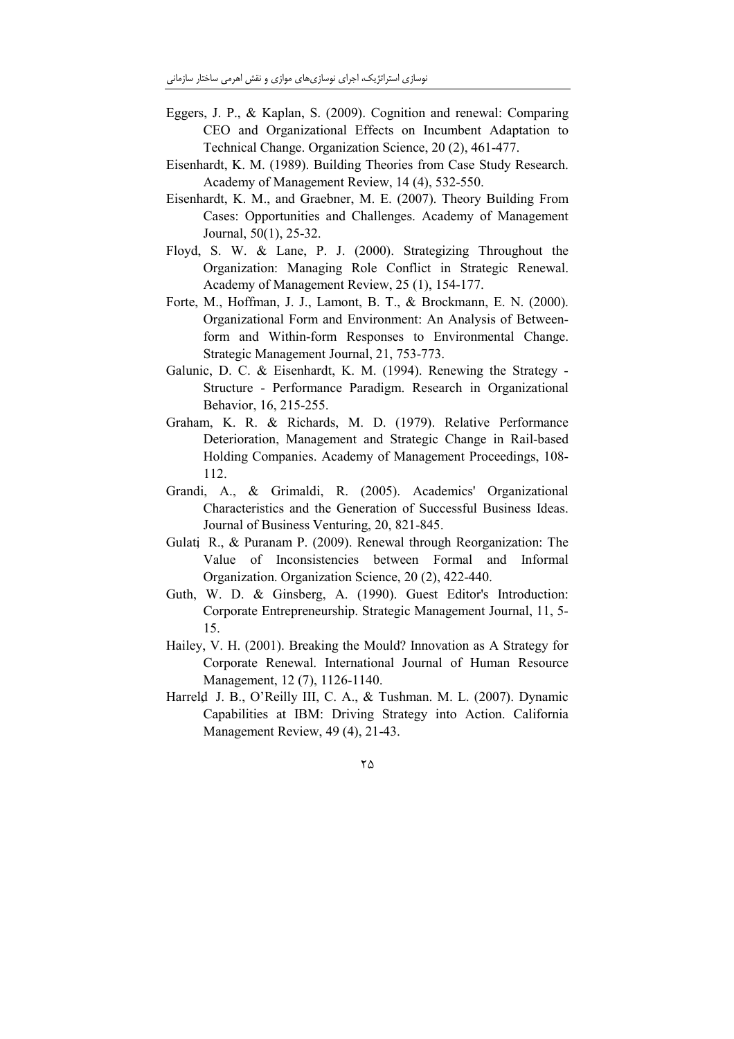Eggers, J. P., & Kaplan, S. (2009). Cognition and renewal: Comparing CEO and Organizational Effects on Incumbent Adaptation to Technical Change. Organization Science, 20 (2), 461-477.

Eisenhardt, K. M. (1989). Building Theories from Case Study Research. Academy of Management Review, 14 (4), 532-550.

Eisenhardt, K. M., and Graebner, M. E. (2007). Theory Building From Cases: Opportunities and Challenges. Academy of Management Journal, 50(1), 25-32.

Floyd, S. W. & Lane, P. J. (2000). Strategizing Throughout the Organization: Managing Role Conflict in Strategic Renewal. Academy of Management Review, 25 (1), 154-177.

Forte, M., Hoffman, J. J., Lamont, B. T., & Brockmann, E. N. (2000). Organizational Form and Environment: An Analysis of Between-form and Within-form Responses to Environmental Change. Strategic Management Journal, 21, 753-773.

Galunic, D. C. & Eisenhardt, K. M. (1994). Renewing the Strategy - Structure - Performance Paradigm. Research in Organizational Behavior, 16, 215-255.

Graham, K. R. & Richards, M. D. (1979). Relative Performance Deterioration, Management and Strategic Change in Rail-based Holding Companies. Academy of Management Proceedings, 108-112.

Grandi, A., & Grimaldi, R. (2005). Academics' Organizational Characteristics and the Generation of Successful Business Ideas. Journal of Business Venturing, 20, 821-845.

Gulati, R., & Puranam P. (2009). Renewal through Reorganization: The Value of Inconsistencies between Formal and Informal Organization. Organization Science, 20 (2), 422-440.

Guth, W. D. & Ginsberg, A. (1990). Guest Editor's Introduction: Corporate Entrepreneurship. Strategic Management Journal, 11, 5-15.

Hailey, V. H. (2001). Breaking the Mould? Innovation as A Strategy for Corporate Renewal. International Journal of Human Resource Management, 12 (7), 1126-1140.

Harreld, J. B., O'Reilly III, C. A., & Tushman. M. L. (2007). Dynamic Capabilities at IBM: Driving Strategy into Action. California Management Review, 49 (4), 21-43.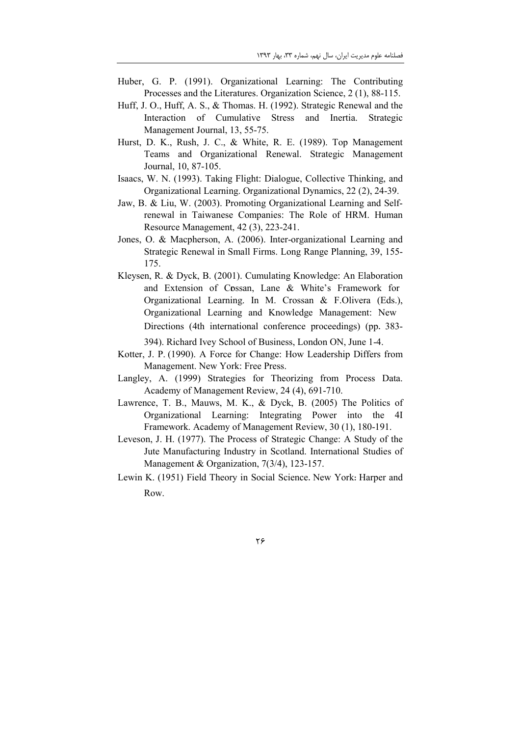Huber, G. P. (1991). Organizational Learning: The Contributing Processes and the Literatures. Organization Science, 2 (1), 88-115.

Huff, J. O., Huff, A. S., & Thomas. H. (1992). Strategic Renewal and the Interaction of Cumulative Stress and Inertia. Strategic Management Journal, 13, 55-75.

Hurst, D. K., Rush, J. C., & White, R. E. (1989). Top Management Teams and Organizational Renewal. Strategic Management Journal, 10, 87-105.

Isaacs, W. N. (1993). Taking Flight: Dialogue, Collective Thinking, and Organizational Learning. Organizational Dynamics, 22 (2), 24-39.

Jaw, B. & Liu, W. (2003). Promoting Organizational Learning and Self-renewal in Taiwanese Companies: The Role of HRM. Human Resource Management, 42 (3), 223-241.

Jones, O. & Macpherson, A. (2006). Inter-organizational Learning and Strategic Renewal in Small Firms. Long Range Planning, 39, 155-175.

Kleysen, R. & Dyck, B. (2001). Cumulating Knowledge: An Elaboration and Extension of Cossan, Lane & White's Framework for Organizational Learning. In M. Crossan & F.Olivera (Eds.), Organizational Learning and Knowledge Management: New Directions (4th international conference proceedings) (pp. 383-394). Richard Ivey School of Business, London ON, June 1-4.

Kotter, J. P. (1990). A Force for Change: How Leadership Differs from Management. New York: Free Press.

Langley, A. (1999) Strategies for Theorizing from Process Data. Academy of Management Review, 24 (4), 691-710.

Lawrence, T. B., Mauws, M. K., & Dyck, B. (2005) The Politics of Organizational Learning: Integrating Power into the 4I Framework. Academy of Management Review, 30 (1), 180-191.

Leveson, J. H. (1977). The Process of Strategic Change: A Study of the Jute Manufacturing Industry in Scotland. International Studies of Management & Organization, 7(3/4), 123-157.

Lewin K. (1951) Field Theory in Social Science. New York: Harper and Row.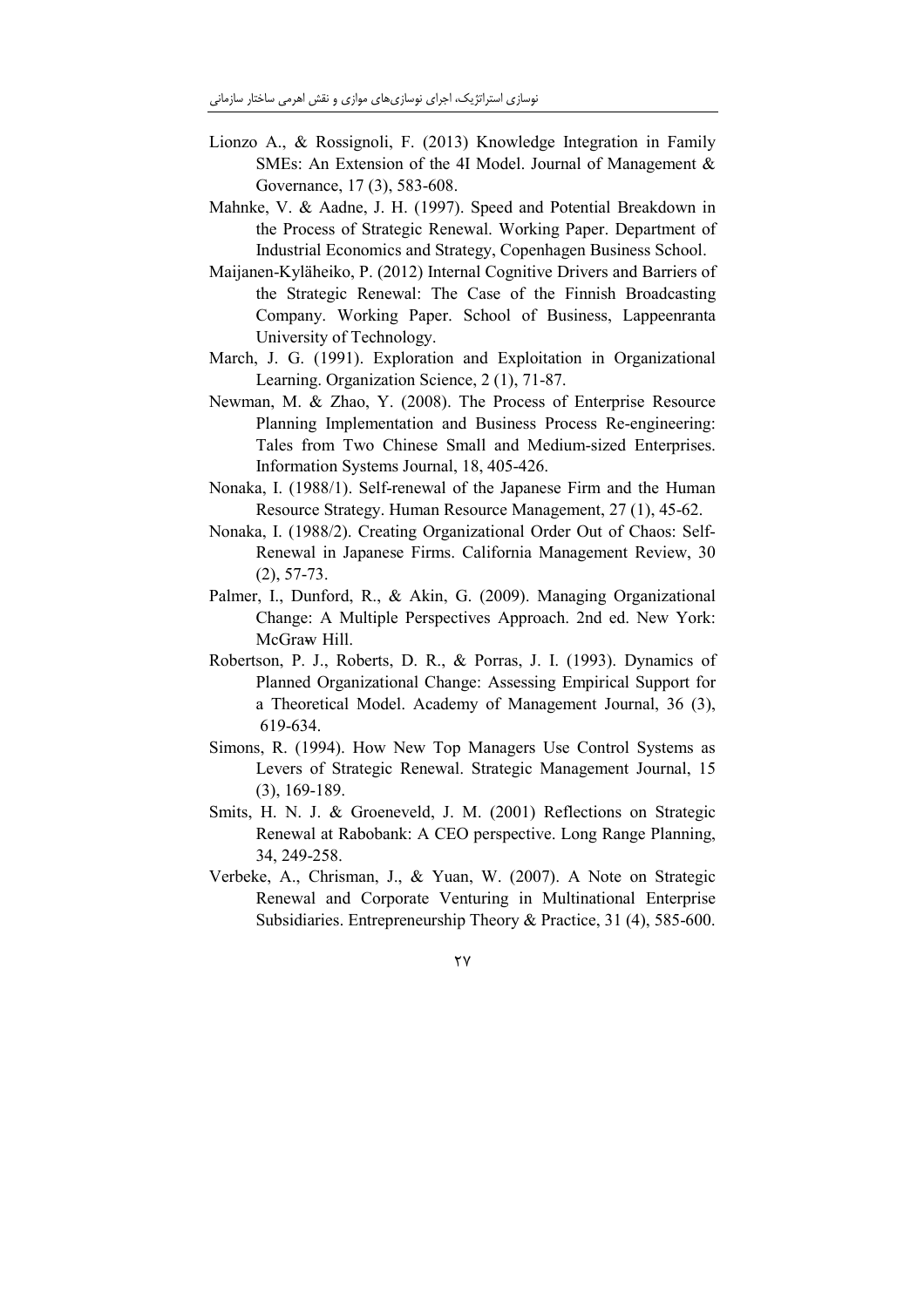Lionzo A., & Rossignoli, F. (2013) Knowledge Integration in Family SMEs: An Extension of the 4I Model. Journal of Management & Governance, 17 (3), 583-608.

Mahnke, V. & Aadne, J. H. (1997). Speed and Potential Breakdown in the Process of Strategic Renewal. Working Paper. Department of Industrial Economics and Strategy, Copenhagen Business School.

Maijanen-Kyläheiko, P. (2012) Internal Cognitive Drivers and Barriers of the Strategic Renewal: The Case of the Finnish Broadcasting Company. Working Paper. School of Business, Lappeenranta University of Technology.

March, J. G. (1991). Exploration and Exploitation in Organizational Learning. Organization Science, 2 (1), 71-87.

Newman, M. & Zhao, Y. (2008). The Process of Enterprise Resource Planning Implementation and Business Process Re-engineering: Tales from Two Chinese Small and Medium-sized Enterprises. Information Systems Journal, 18, 405-426.

Nonaka, I. (1988/1). Self-renewal of the Japanese Firm and the Human Resource Strategy. Human Resource Management, 27 (1), 45-62.

Nonaka, I. (1988/2). Creating Organizational Order Out of Chaos: Self-Renewal in Japanese Firms. California Management Review, 30 (2), 57-73.

Palmer, I., Dunford, R., & Akin, G. (2009). Managing Organizational Change: A Multiple Perspectives Approach. 2nd ed. New York: McGraw Hill.

Robertson, P. J., Roberts, D. R., & Porras, J. I. (1993). Dynamics of Planned Organizational Change: Assessing Empirical Support for a Theoretical Model. Academy of Management Journal, 36 (3), 619-634.

Simons, R. (1994). How New Top Managers Use Control Systems as Levers of Strategic Renewal. Strategic Management Journal, 15 (3), 169-189.

Smits, H. N. J. & Groeneveld, J. M. (2001) Reflections on Strategic Renewal at Rabobank: A CEO perspective. Long Range Planning, 34, 249-258.

Verbeke, A., Chrisman, J., & Yuan, W. (2007). A Note on Strategic Renewal and Corporate Venturing in Multinational Enterprise Subsidiaries. Entrepreneurship Theory & Practice, 31 (4), 585-600.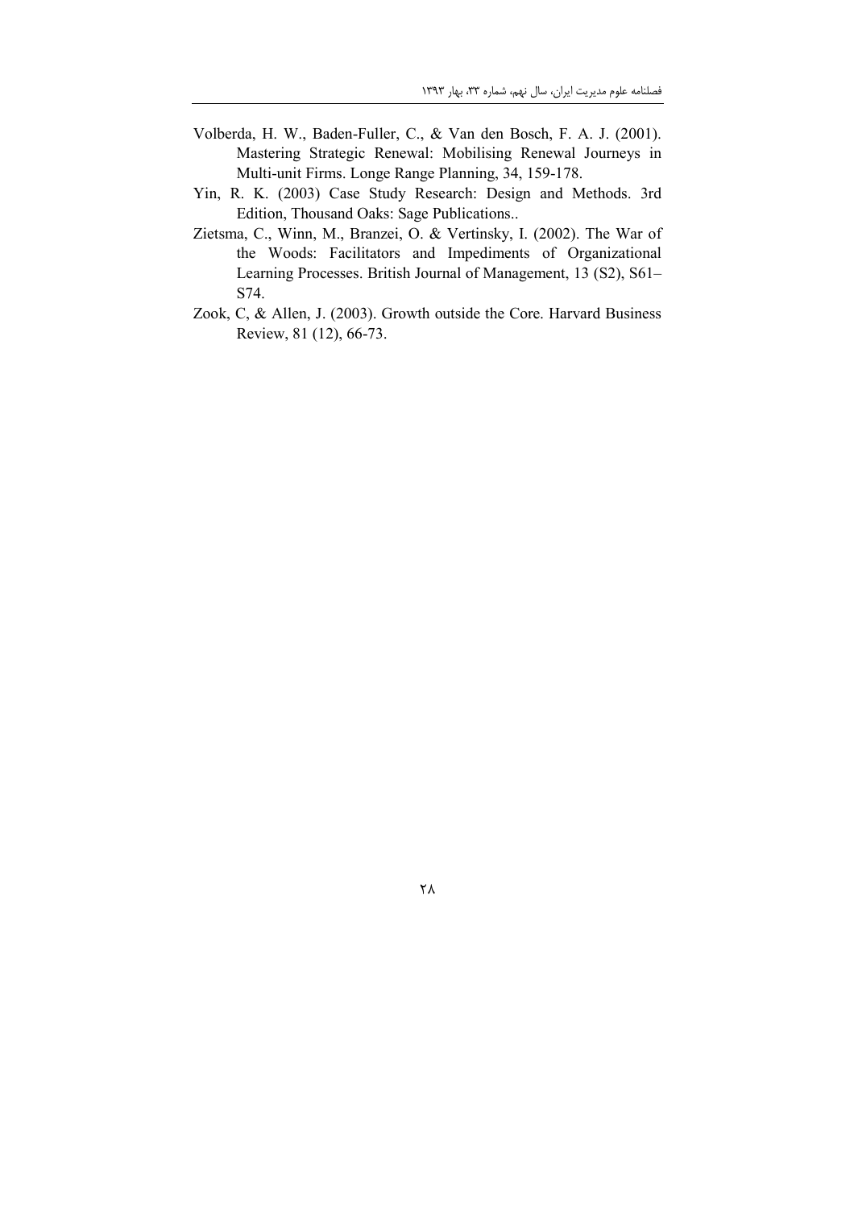Volberda, H. W., Baden-Fuller, C., & Van den Bosch, F. A. J. (2001). Mastering Strategic Renewal: Mobilising Renewal Journeys in Multi-unit Firms. Longe Range Planning, 34, 159-178.

Yin, R. K. (2003) Case Study Research: Design and Methods. 3rd Edition, Thousand Oaks: Sage Publications..

Zietsma, C., Winn, M., Branzei, O. & Vertinsky, I. (2002). The War of the Woods: Facilitators and Impediments of Organizational Learning Processes. British Journal of Management, 13 (S2), S61–S74.

Zook, C, & Allen, J. (2003). Growth outside the Core. Harvard Business Review, 81 (12), 66-73.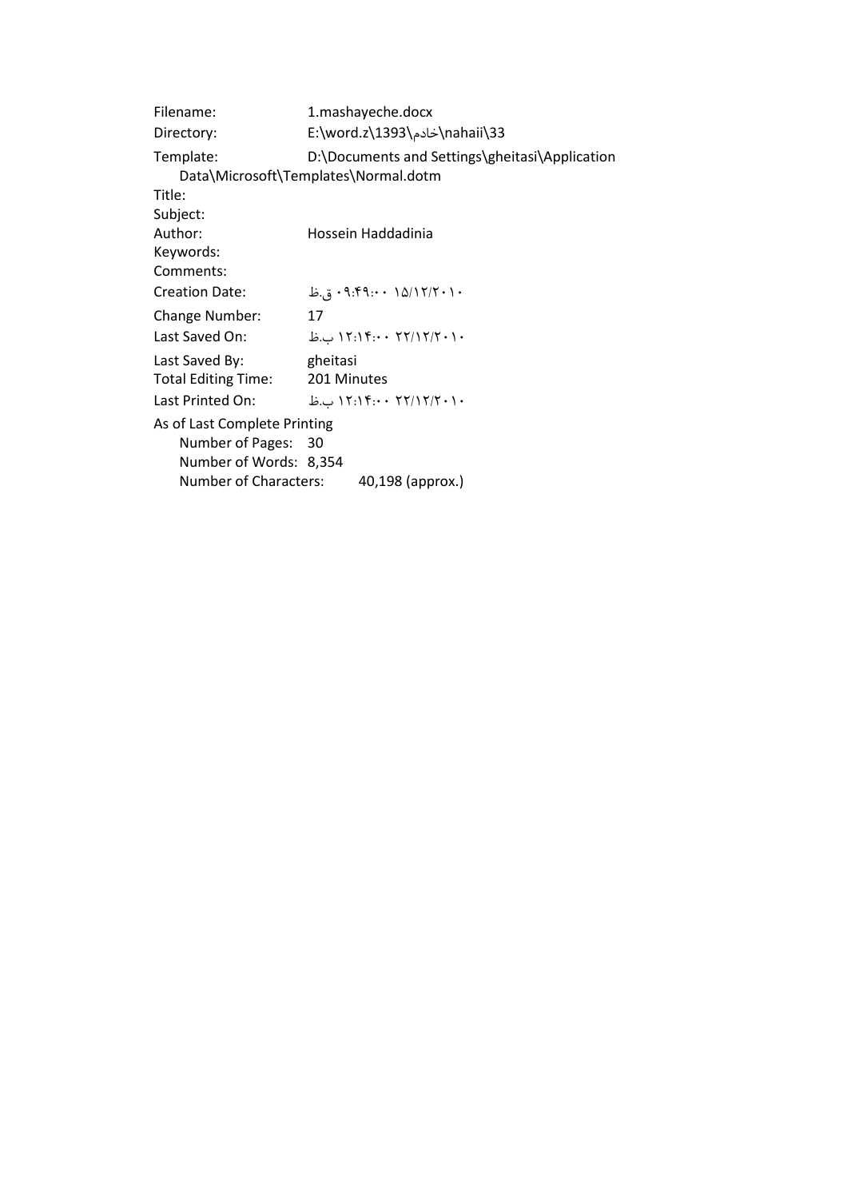Filename: 1.mashayeche.docx
Directory: E:\word.z\1393\خادم\nahaii\33
Template: D:\Documents and Settings\gheitasi\Application Data\Microsoft\Templates\Normal.dotm
Title:
Subject:
Author: Hossein Haddadinia
Keywords:
Comments:
Creation Date: ۱۵/۱۲/۲۰۱۰ ۰۹:۴۹:۰۰ ق.ظ
Change Number: 17
Last Saved On: ۲۲/۱۲/۲۰۱۰ ۱۲:۱۴:۰۰ ب.ظ
Last Saved By: gheitasi
Total Editing Time: 201 Minutes
Last Printed On: ۲۲/۱۲/۲۰۱۰ ۱۲:۱۴:۰۰ ب.ظ
As of Last Complete Printing
Number of Pages: 30
Number of Words: 8,354
Number of Characters: 40,198 (approx.)